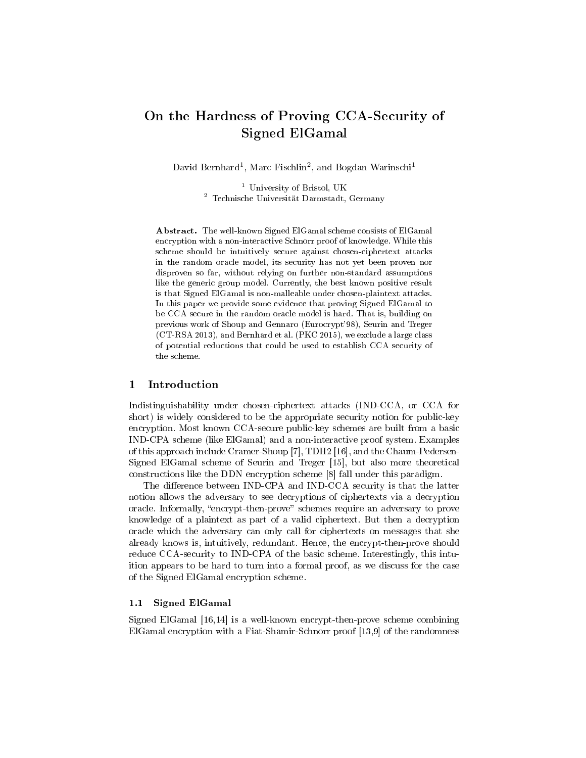# On the Hardness of Proving CCA-Security of Signed ElGamal

David Bernhard[1], Marc Fischlin[2], and Bogdan Warinschi[1]

[1] University of Bristol, UK
[2] Technische Universität Darmstadt, Germany

**Abstract.** The well-known Signed ElGamal scheme consists of ElGamal encryption with a non-interactive Schnorr proof of knowledge. While this scheme should be intuitively secure against chosen-ciphertext attacks in the random oracle model, its security has not yet been proven nor disproven so far, without relying on further non-standard assumptions like the generic group model. Currently, the best known positive result is that Signed ElGamal is non-malleable under chosen-plaintext attacks. In this paper we provide some evidence that proving Signed ElGamal to be CCA secure in the random oracle model is hard. That is, building on previous work of Shoup and Gennaro (Eurocrypt'98), Seurin and Treger (CT-RSA 2013), and Bernhard et al. (PKC 2015), we exclude a large class of potential reductions that could be used to establish CCA security of the scheme.

## 1 Introduction

Indistinguishability under chosen-ciphertext attacks (IND-CCA, or CCA for short) is widely considered to be the appropriate security notion for public-key encryption. Most known CCA-secure public-key schemes are built from a basic IND-CPA scheme (like ElGamal) and a non-interactive proof system. Examples of this approach include Cramer-Shoup [7], TDH2 [16], and the Chaum-Pedersen-Signed ElGamal scheme of Seurin and Treger [15], but also more theoretical constructions like the DDN encryption scheme [8] fall under this paradigm.

The difference between IND-CPA and IND-CCA security is that the latter notion allows the adversary to see decryptions of ciphertexts via a decryption oracle. Informally, "encrypt-then-prove" schemes require an adversary to prove knowledge of a plaintext as part of a valid ciphertext. But then a decryption oracle which the adversary can only call for ciphertexts on messages that she already knows is, intuitively, redundant. Hence, the encrypt-then-prove should reduce CCA-security to IND-CPA of the basic scheme. Interestingly, this intuition appears to be hard to turn into a formal proof, as we discuss for the case of the Signed ElGamal encryption scheme.

### 1.1 Signed ElGamal

Signed ElGamal [16,14] is a well-known encrypt-then-prove scheme combining ElGamal encryption with a Fiat-Shamir-Schnorr proof [13,9] of the randomness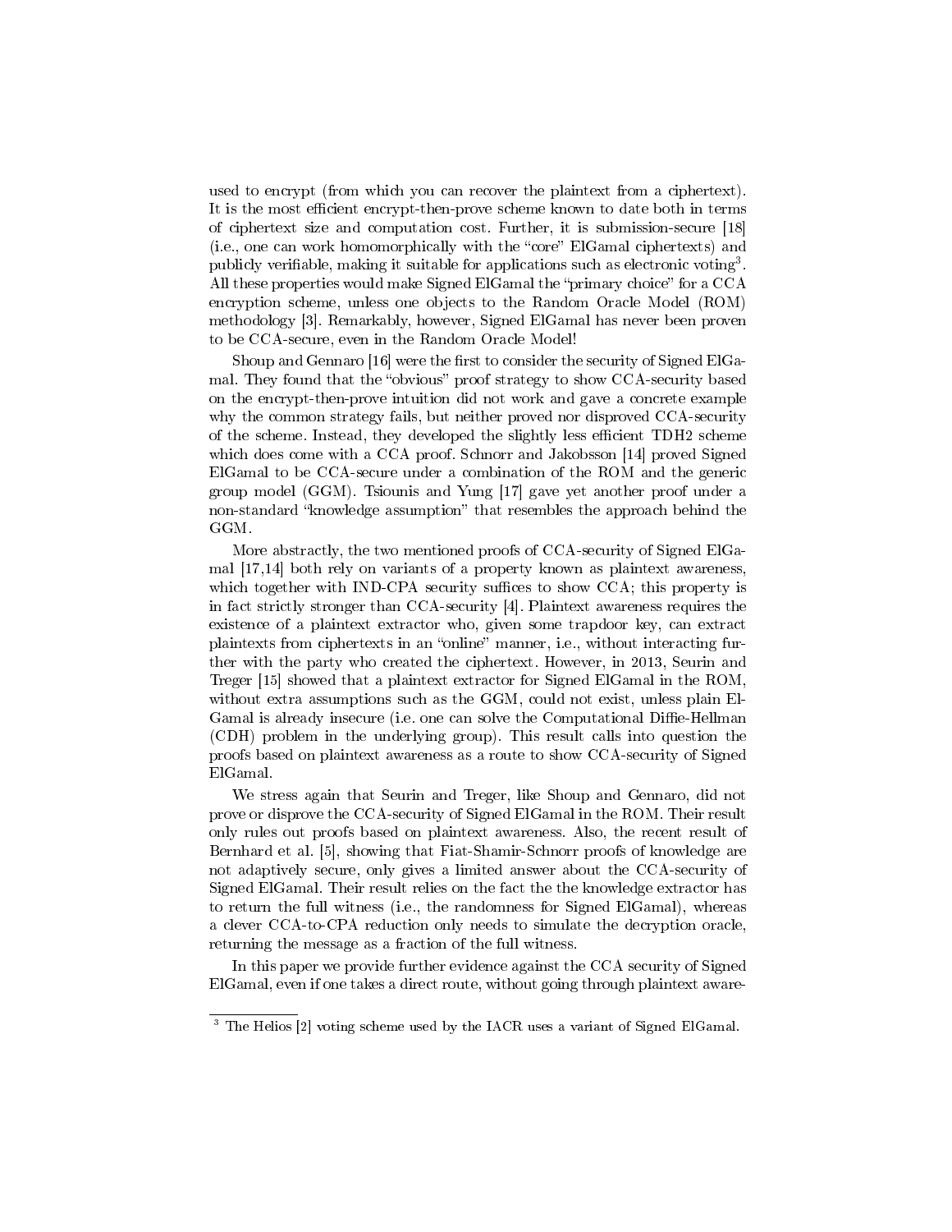used to encrypt (from which you can recover the plaintext from a ciphertext). It is the most efficient encrypt-then-prove scheme known to date both in terms of ciphertext size and computation cost. Further, it is submission-secure [18] (i.e., one can work homomorphically with the "core" ElGamal ciphertexts) and publicly verifiable, making it suitable for applications such as electronic voting[3]. All these properties would make Signed ElGamal the "primary choice" for a CCA encryption scheme, unless one objects to the Random Oracle Model (ROM) methodology [3]. Remarkably, however, Signed ElGamal has never been proven to be CCA-secure, even in the Random Oracle Model!

Shoup and Gennaro [16] were the first to consider the security of Signed ElGamal. They found that the "obvious" proof strategy to show CCA-security based on the encrypt-then-prove intuition did not work and gave a concrete example why the common strategy fails, but neither proved nor disproved CCA-security of the scheme. Instead, they developed the slightly less efficient TDH2 scheme which does come with a CCA proof. Schnorr and Jakobsson [14] proved Signed ElGamal to be CCA-secure under a combination of the ROM and the generic group model (GGM). Tsiounis and Yung [17] gave yet another proof under a non-standard "knowledge assumption" that resembles the approach behind the GGM.

More abstractly, the two mentioned proofs of CCA-security of Signed ElGamal [17,14] both rely on variants of a property known as plaintext awareness, which together with IND-CPA security suffices to show CCA; this property is in fact strictly stronger than CCA-security [4]. Plaintext awareness requires the existence of a plaintext extractor who, given some trapdoor key, can extract plaintexts from ciphertexts in an "online" manner, i.e., without interacting further with the party who created the ciphertext. However, in 2013, Seurin and Treger [15] showed that a plaintext extractor for Signed ElGamal in the ROM, without extra assumptions such as the GGM, could not exist, unless plain ElGamal is already insecure (i.e. one can solve the Computational Diffie-Hellman (CDH) problem in the underlying group). This result calls into question the proofs based on plaintext awareness as a route to show CCA-security of Signed ElGamal.

We stress again that Seurin and Treger, like Shoup and Gennaro, did not prove or disprove the CCA-security of Signed ElGamal in the ROM. Their result only rules out proofs based on plaintext awareness. Also, the recent result of Bernhard et al. [5], showing that Fiat-Shamir-Schnorr proofs of knowledge are not adaptively secure, only gives a limited answer about the CCA-security of Signed ElGamal. Their result relies on the fact the the knowledge extractor has to return the full witness (i.e., the randomness for Signed ElGamal), whereas a clever CCA-to-CPA reduction only needs to simulate the decryption oracle, returning the message as a fraction of the full witness.

In this paper we provide further evidence against the CCA security of Signed ElGamal, even if one takes a direct route, without going through plaintext aware-

[3] The Helios [2] voting scheme used by the IACR uses a variant of Signed ElGamal.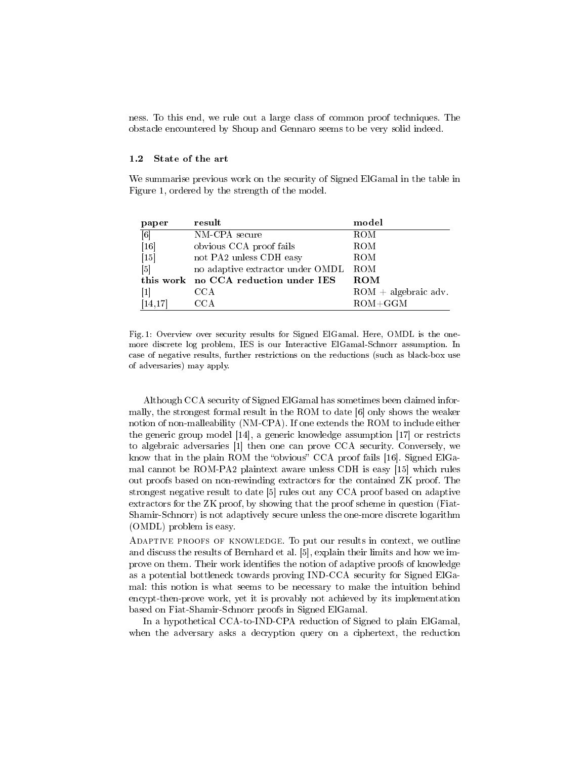ness. To this end, we rule out a large class of common proof techniques. The obstacle encountered by Shoup and Gennaro seems to be very solid indeed.

### 1.2 State of the art

We summarise previous work on the security of Signed ElGamal in the table in Figure 1, ordered by the strength of the model.

| paper | result | model |
|---|---|---|
| [6] | NM-CPA secure | ROM |
| [16] | obvious CCA proof fails | ROM |
| [15] | not PA2 unless CDH easy | ROM |
| [5] | no adaptive extractor under OMDL | ROM |
| **this work** | **no CCA reduction under IES** | **ROM** |
| [1] | CCA | ROM + algebraic adv. |
| [14,17] | CCA | ROM+GGM |

Fig. 1: Overview over security results for Signed ElGamal. Here, OMDL is the one-more discrete log problem, IES is our Interactive ElGamal-Schnorr assumption. In case of negative results, further restrictions on the reductions (such as black-box use of adversaries) may apply.

Although CCA security of Signed ElGamal has sometimes been claimed informally, the strongest formal result in the ROM to date [6] only shows the weaker notion of non-malleability (NM-CPA). If one extends the ROM to include either the generic group model [14], a generic knowledge assumption [17] or restricts to algebraic adversaries [1] then one can prove CCA security. Conversely, we know that in the plain ROM the "obvious" CCA proof fails [16]. Signed ElGamal cannot be ROM-PA2 plaintext aware unless CDH is easy [15] which rules out proofs based on non-rewinding extractors for the contained ZK proof. The strongest negative result to date [5] rules out any CCA proof based on adaptive extractors for the ZK proof, by showing that the proof scheme in question (Fiat-Shamir-Schnorr) is not adaptively secure unless the one-more discrete logarithm (OMDL) problem is easy.

Adaptive proofs of knowledge. To put our results in context, we outline and discuss the results of Bernhard et al. [5], explain their limits and how we improve on them. Their work identifies the notion of adaptive proofs of knowledge as a potential bottleneck towards proving IND-CCA security for Signed ElGamal: this notion is what seems to be necessary to make the intuition behind encypt-then-prove work, yet it is provably not achieved by its implementation based on Fiat-Shamir-Schnorr proofs in Signed ElGamal.

In a hypothetical CCA-to-IND-CPA reduction of Signed to plain ElGamal, when the adversary asks a decryption query on a ciphertext, the reduction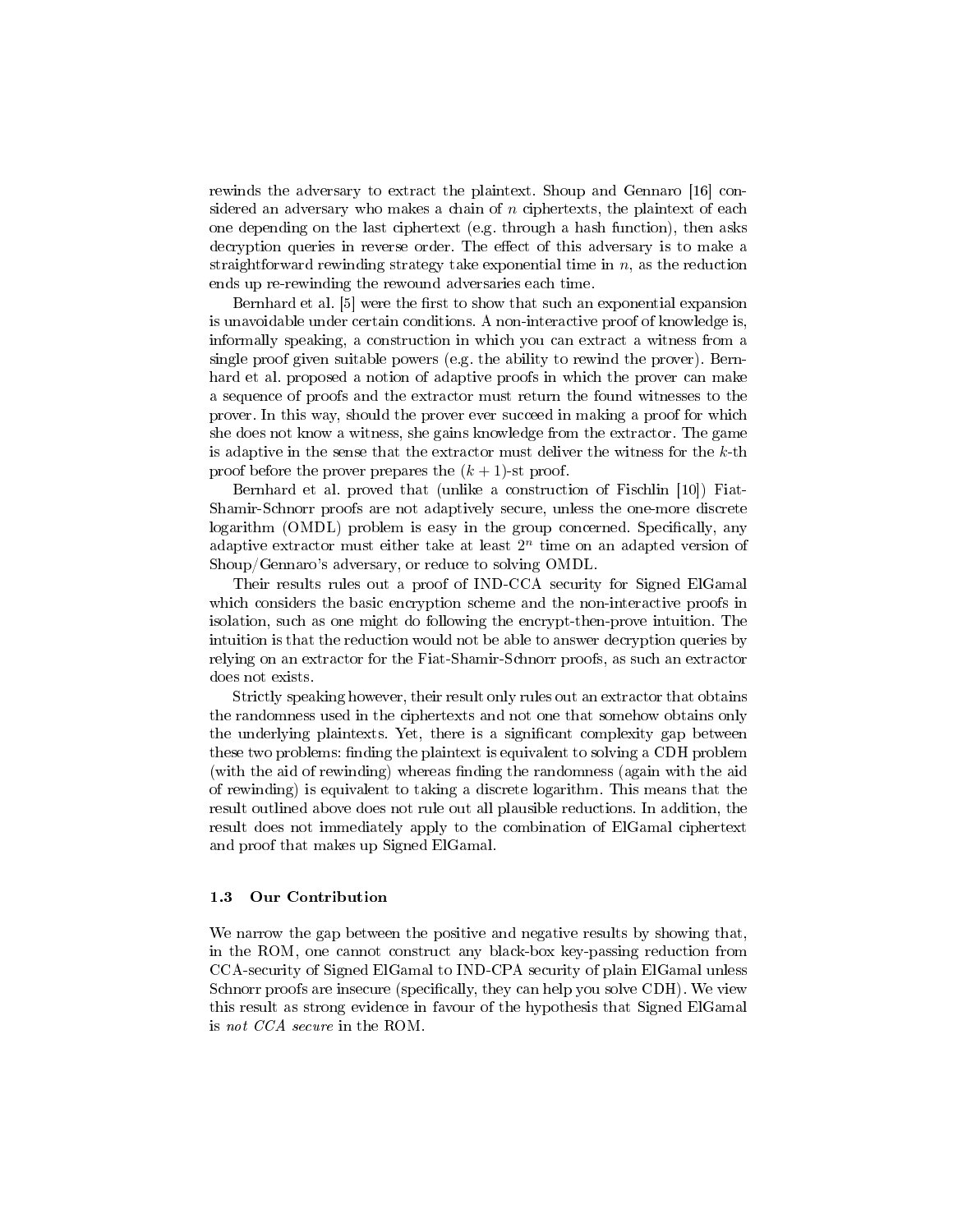rewinds the adversary to extract the plaintext. Shoup and Gennaro [16] considered an adversary who makes a chain of $n$ ciphertexts, the plaintext of each one depending on the last ciphertext (e.g. through a hash function), then asks decryption queries in reverse order. The effect of this adversary is to make a straightforward rewinding strategy take exponential time in $n$, as the reduction ends up re-rewinding the rewound adversaries each time.

Bernhard et al. [5] were the first to show that such an exponential expansion is unavoidable under certain conditions. A non-interactive proof of knowledge is, informally speaking, a construction in which you can extract a witness from a single proof given suitable powers (e.g. the ability to rewind the prover). Bernhard et al. proposed a notion of adaptive proofs in which the prover can make a sequence of proofs and the extractor must return the found witnesses to the prover. In this way, should the prover ever succeed in making a proof for which she does not know a witness, she gains knowledge from the extractor. The game is adaptive in the sense that the extractor must deliver the witness for the $k$-th proof before the prover prepares the $(k+1)$-st proof.

Bernhard et al. proved that (unlike a construction of Fischlin [10]) Fiat-Shamir-Schnorr proofs are not adaptively secure, unless the one-more discrete logarithm (OMDL) problem is easy in the group concerned. Specifically, any adaptive extractor must either take at least $2^n$ time on an adapted version of Shoup/Gennaro's adversary, or reduce to solving OMDL.

Their results rules out a proof of IND-CCA security for Signed ElGamal which considers the basic encryption scheme and the non-interactive proofs in isolation, such as one might do following the encrypt-then-prove intuition. The intuition is that the reduction would not be able to answer decryption queries by relying on an extractor for the Fiat-Shamir-Schnorr proofs, as such an extractor does not exists.

Strictly speaking however, their result only rules out an extractor that obtains the randomness used in the ciphertexts and not one that somehow obtains only the underlying plaintexts. Yet, there is a significant complexity gap between these two problems: finding the plaintext is equivalent to solving a CDH problem (with the aid of rewinding) whereas finding the randomness (again with the aid of rewinding) is equivalent to taking a discrete logarithm. This means that the result outlined above does not rule out all plausible reductions. In addition, the result does not immediately apply to the combination of ElGamal ciphertext and proof that makes up Signed ElGamal.

### 1.3 Our Contribution

We narrow the gap between the positive and negative results by showing that, in the ROM, one cannot construct any black-box key-passing reduction from CCA-security of Signed ElGamal to IND-CPA security of plain ElGamal unless Schnorr proofs are insecure (specifically, they can help you solve CDH). We view this result as strong evidence in favour of the hypothesis that Signed ElGamal is *not CCA secure* in the ROM.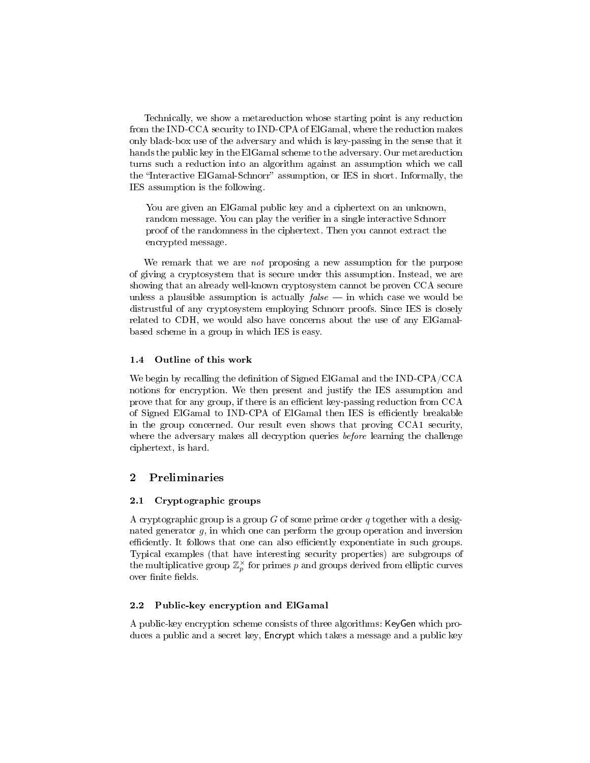Technically, we show a metareduction whose starting point is any reduction from the IND-CCA security to IND-CPA of ElGamal, where the reduction makes only black-box use of the adversary and which is key-passing in the sense that it hands the public key in the ElGamal scheme to the adversary. Our metareduction turns such a reduction into an algorithm against an assumption which we call the "Interactive ElGamal-Schnorr" assumption, or IES in short. Informally, the IES assumption is the following.

> You are given an ElGamal public key and a ciphertext on an unknown, random message. You can play the verifier in a single interactive Schnorr proof of the randomness in the ciphertext. Then you cannot extract the encrypted message.

We remark that we are *not* proposing a new assumption for the purpose of giving a cryptosystem that is secure under this assumption. Instead, we are showing that an already well-known cryptosystem cannot be proven CCA secure unless a plausible assumption is actually *false* — in which case we would be distrustful of any cryptosystem employing Schnorr proofs. Since IES is closely related to CDH, we would also have concerns about the use of any ElGamal-based scheme in a group in which IES is easy.

### 1.4 Outline of this work

We begin by recalling the definition of Signed ElGamal and the IND-CPA/CCA notions for encryption. We then present and justify the IES assumption and prove that for any group, if there is an efficient key-passing reduction from CCA of Signed ElGamal to IND-CPA of ElGamal then IES is efficiently breakable in the group concerned. Our result even shows that proving CCA1 security, where the adversary makes all decryption queries *before* learning the challenge ciphertext, is hard.

## 2 Preliminaries

### 2.1 Cryptographic groups

A cryptographic group is a group $G$ of some prime order $q$ together with a designated generator $g$, in which one can perform the group operation and inversion efficiently. It follows that one can also efficiently exponentiate in such groups. Typical examples (that have interesting security properties) are subgroups of the multiplicative group $\mathbb{Z}_p^\times$ for primes $p$ and groups derived from elliptic curves over finite fields.

### 2.2 Public-key encryption and ElGamal

A public-key encryption scheme consists of three algorithms: KeyGen which produces a public and a secret key, Encrypt which takes a message and a public key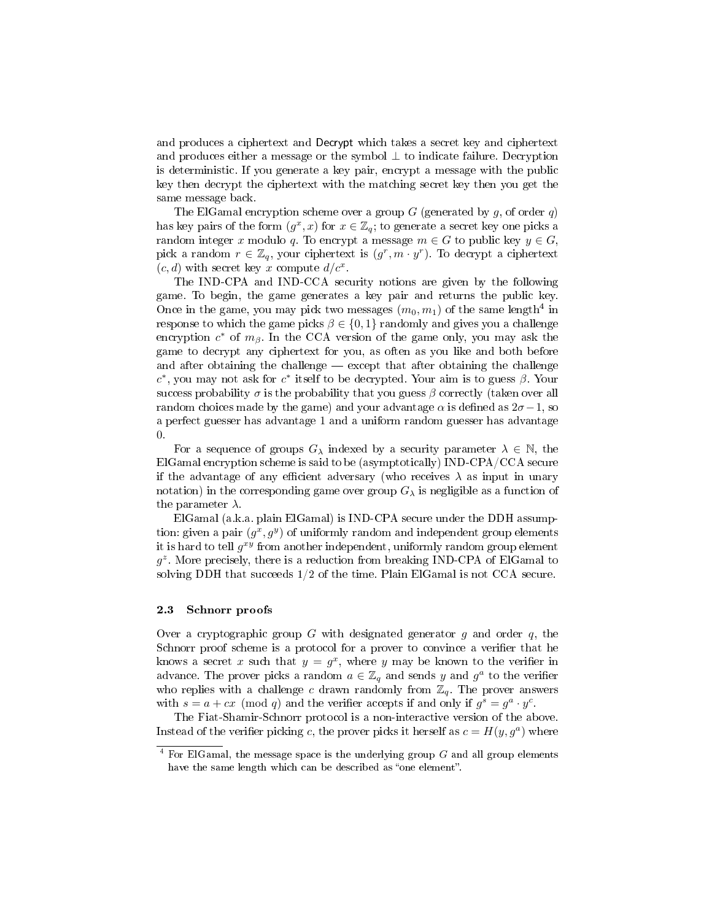and produces a ciphertext and Decrypt which takes a secret key and ciphertext and produces either a message or the symbol $\perp$ to indicate failure. Decryption is deterministic. If you generate a key pair, encrypt a message with the public key then decrypt the ciphertext with the matching secret key then you get the same message back.

The ElGamal encryption scheme over a group $G$ (generated by $g$, of order $q$) has key pairs of the form $(g^x, x)$ for $x \in \mathbb{Z}_q$; to generate a secret key one picks a random integer $x$ modulo $q$. To encrypt a message $m \in G$ to public key $y \in G$, pick a random $r \in \mathbb{Z}_q$, your ciphertext is $(g^r, m \cdot y^r)$. To decrypt a ciphertext $(c, d)$ with secret key $x$ compute $d/c^x$.

The IND-CPA and IND-CCA security notions are given by the following game. To begin, the game generates a key pair and returns the public key. Once in the game, you may pick two messages $(m_0, m_1)$ of the same length[4] in response to which the game picks $\beta \in \{0, 1\}$ randomly and gives you a challenge encryption $c^*$ of $m_\beta$. In the CCA version of the game only, you may ask the game to decrypt any ciphertext for you, as often as you like and both before and after obtaining the challenge — except that after obtaining the challenge $c^*$, you may not ask for $c^*$ itself to be decrypted. Your aim is to guess $\beta$. Your success probability $\sigma$ is the probability that you guess $\beta$ correctly (taken over all random choices made by the game) and your advantage $\alpha$ is defined as $2\sigma - 1$, so a perfect guesser has advantage 1 and a uniform random guesser has advantage 0.

For a sequence of groups $G_\lambda$ indexed by a security parameter $\lambda \in \mathbb{N}$, the ElGamal encryption scheme is said to be (asymptotically) IND-CPA/CCA secure if the advantage of any efficient adversary (who receives $\lambda$ as input in unary notation) in the corresponding game over group $G_\lambda$ is negligible as a function of the parameter $\lambda$.

ElGamal (a.k.a. plain ElGamal) is IND-CPA secure under the DDH assumption: given a pair $(g^x, g^y)$ of uniformly random and independent group elements it is hard to tell $g^{xy}$ from another independent, uniformly random group element $g^z$. More precisely, there is a reduction from breaking IND-CPA of ElGamal to solving DDH that succeeds 1/2 of the time. Plain ElGamal is not CCA secure.

### 2.3 Schnorr proofs

Over a cryptographic group $G$ with designated generator $g$ and order $q$, the Schnorr proof scheme is a protocol for a prover to convince a verifier that he knows a secret $x$ such that $y = g^x$, where $y$ may be known to the verifier in advance. The prover picks a random $a \in \mathbb{Z}_q$ and sends $y$ and $g^a$ to the verifier who replies with a challenge $c$ drawn randomly from $\mathbb{Z}_q$. The prover answers with $s = a + cx \pmod{q}$ and the verifier accepts if and only if $g^s = g^a \cdot y^c$.

The Fiat-Shamir-Schnorr protocol is a non-interactive version of the above. Instead of the verifier picking $c$, the prover picks it herself as $c = H(y, g^a)$ where

[4] For ElGamal, the message space is the underlying group $G$ and all group elements have the same length which can be described as "one element".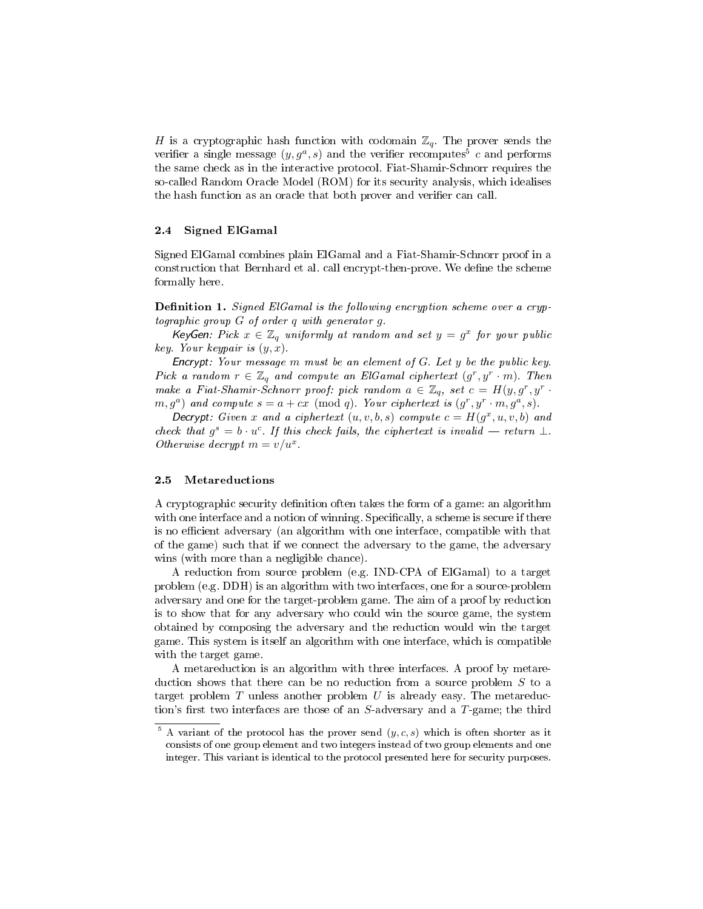$H$ is a cryptographic hash function with codomain $\mathbb{Z}_q$. The prover sends the verifier a single message $(y, g^a, s)$ and the verifier recomputes[5] $c$ and performs the same check as in the interactive protocol. Fiat-Shamir-Schnorr requires the so-called Random Oracle Model (ROM) for its security analysis, which idealises the hash function as an oracle that both prover and verifier can call.

### 2.4 Signed ElGamal

Signed ElGamal combines plain ElGamal and a Fiat-Shamir-Schnorr proof in a construction that Bernhard et al. call encrypt-then-prove. We define the scheme formally here.

**Definition 1.** *Signed ElGamal is the following encryption scheme over a cryptographic group $G$ of order $q$ with generator $g$.*

*KeyGen: Pick $x \in \mathbb{Z}_q$ uniformly at random and set $y = g^x$ for your public key. Your keypair is $(y, x)$.*

*Encrypt: Your message $m$ must be an element of $G$. Let $y$ be the public key. Pick a random $r \in \mathbb{Z}_q$ and compute an ElGamal ciphertext $(g^r, y^r \cdot m)$. Then make a Fiat-Shamir-Schnorr proof: pick random $a \in \mathbb{Z}_q$, set $c = H(y, g^r, y^r \cdot m, g^a)$ and compute $s = a + cx \pmod q$. Your ciphertext is $(g^r, y^r \cdot m, g^a, s)$.*

*Decrypt: Given $x$ and a ciphertext $(u, v, b, s)$ compute $c = H(g^x, u, v, b)$ and check that $g^s = b \cdot u^c$. If this check fails, the ciphertext is invalid — return $\perp$. Otherwise decrypt $m = v/u^x$.*

### 2.5 Metareductions

A cryptographic security definition often takes the form of a game: an algorithm with one interface and a notion of winning. Specifically, a scheme is secure if there is no efficient adversary (an algorithm with one interface, compatible with that of the game) such that if we connect the adversary to the game, the adversary wins (with more than a negligible chance).

A reduction from source problem (e.g. IND-CPA of ElGamal) to a target problem (e.g. DDH) is an algorithm with two interfaces, one for a source-problem adversary and one for the target-problem game. The aim of a proof by reduction is to show that for any adversary who could win the source game, the system obtained by composing the adversary and the reduction would win the target game. This system is itself an algorithm with one interface, which is compatible with the target game.

A metareduction is an algorithm with three interfaces. A proof by metareduction shows that there can be no reduction from a source problem $S$ to a target problem $T$ unless another problem $U$ is already easy. The metareduction's first two interfaces are those of an $S$-adversary and a $T$-game; the third

[5] A variant of the protocol has the prover send $(y, c, s)$ which is often shorter as it consists of one group element and two integers instead of two group elements and one integer. This variant is identical to the protocol presented here for security purposes.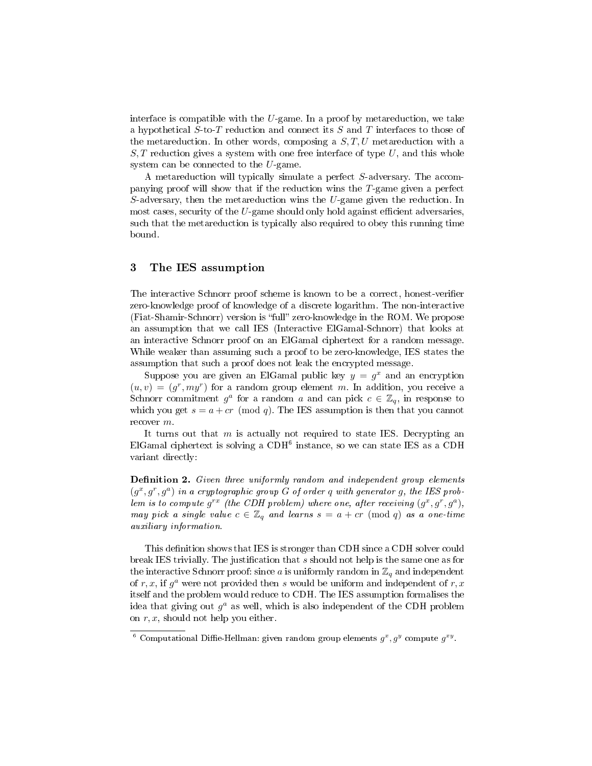interface is compatible with the $U$-game. In a proof by metareduction, we take a hypothetical $S$-to-$T$ reduction and connect its $S$ and $T$ interfaces to those of the metareduction. In other words, composing a $S, T, U$ metareduction with a $S, T$ reduction gives a system with one free interface of type $U$, and this whole system can be connected to the $U$-game.

A metareduction will typically simulate a perfect $S$-adversary. The accompanying proof will show that if the reduction wins the $T$-game given a perfect $S$-adversary, then the metareduction wins the $U$-game given the reduction. In most cases, security of the $U$-game should only hold against efficient adversaries, such that the metareduction is typically also required to obey this running time bound.

## 3 The IES assumption

The interactive Schnorr proof scheme is known to be a correct, honest-verifier zero-knowledge proof of knowledge of a discrete logarithm. The non-interactive (Fiat-Shamir-Schnorr) version is "full" zero-knowledge in the ROM. We propose an assumption that we call IES (Interactive ElGamal-Schnorr) that looks at an interactive Schnorr proof on an ElGamal ciphertext for a random message. While weaker than assuming such a proof to be zero-knowledge, IES states the assumption that such a proof does not leak the encrypted message.

Suppose you are given an ElGamal public key $y = g^x$ and an encryption $(u, v) = (g^r, my^r)$ for a random group element $m$. In addition, you receive a Schnorr commitment $g^a$ for a random $a$ and can pick $c \in \mathbb{Z}_q$, in response to which you get $s = a + cr \pmod q$. The IES assumption is then that you cannot recover $m$.

It turns out that $m$ is actually not required to state IES. Decrypting an ElGamal ciphertext is solving a CDH[6] instance, so we can state IES as a CDH variant directly:

**Definition 2.** *Given three uniformly random and independent group elements $(g^x, g^r, g^a)$ in a cryptographic group $G$ of order $q$ with generator $g$, the IES problem is to compute $g^{rx}$ (the CDH problem) where one, after receiving $(g^x, g^r, g^a)$, may pick a single value $c \in \mathbb{Z}_q$ and learns $s = a + cr \pmod q$ as a one-time auxiliary information.*

This definition shows that IES is stronger than CDH since a CDH solver could break IES trivially. The justification that $s$ should not help is the same one as for the interactive Schnorr proof: since $a$ is uniformly random in $\mathbb{Z}_q$ and independent of $r, x$, if $g^a$ were not provided then $s$ would be uniform and independent of $r, x$ itself and the problem would reduce to CDH. The IES assumption formalises the idea that giving out $g^a$ as well, which is also independent of the CDH problem on $r, x$, should not help you either.

[6] Computational Diffie-Hellman: given random group elements $g^x, g^y$ compute $g^{xy}$.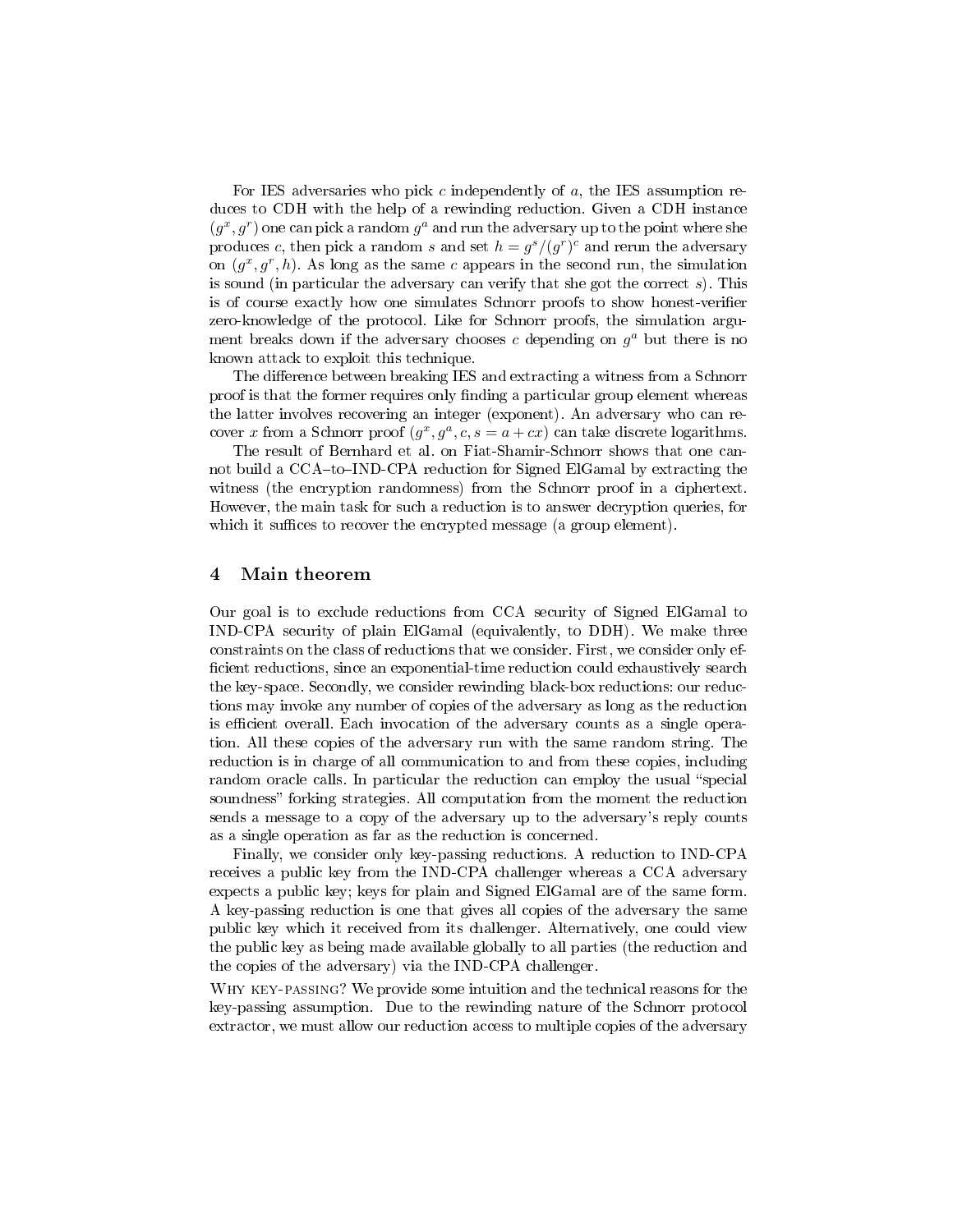For IES adversaries who pick $c$ independently of $a$, the IES assumption reduces to CDH with the help of a rewinding reduction. Given a CDH instance $(g^x, g^r)$ one can pick a random $g^a$ and run the adversary up to the point where she produces $c$, then pick a random $s$ and set $h = g^s/(g^r)^c$ and rerun the adversary on $(g^x, g^r, h)$. As long as the same $c$ appears in the second run, the simulation is sound (in particular the adversary can verify that she got the correct $s$). This is of course exactly how one simulates Schnorr proofs to show honest-verifier zero-knowledge of the protocol. Like for Schnorr proofs, the simulation argument breaks down if the adversary chooses $c$ depending on $g^a$ but there is no known attack to exploit this technique.

The difference between breaking IES and extracting a witness from a Schnorr proof is that the former requires only finding a particular group element whereas the latter involves recovering an integer (exponent). An adversary who can recover $x$ from a Schnorr proof $(g^x, g^a, c, s = a + cx)$ can take discrete logarithms.

The result of Bernhard et al. on Fiat-Shamir-Schnorr shows that one cannot build a CCA–to–IND-CPA reduction for Signed ElGamal by extracting the witness (the encryption randomness) from the Schnorr proof in a ciphertext. However, the main task for such a reduction is to answer decryption queries, for which it suffices to recover the encrypted message (a group element).

## 4 Main theorem

Our goal is to exclude reductions from CCA security of Signed ElGamal to IND-CPA security of plain ElGamal (equivalently, to DDH). We make three constraints on the class of reductions that we consider. First, we consider only efficient reductions, since an exponential-time reduction could exhaustively search the key-space. Secondly, we consider rewinding black-box reductions: our reductions may invoke any number of copies of the adversary as long as the reduction is efficient overall. Each invocation of the adversary counts as a single operation. All these copies of the adversary run with the same random string. The reduction is in charge of all communication to and from these copies, including random oracle calls. In particular the reduction can employ the usual "special soundness" forking strategies. All computation from the moment the reduction sends a message to a copy of the adversary up to the adversary's reply counts as a single operation as far as the reduction is concerned.

Finally, we consider only key-passing reductions. A reduction to IND-CPA receives a public key from the IND-CPA challenger whereas a CCA adversary expects a public key; keys for plain and Signed ElGamal are of the same form. A key-passing reduction is one that gives all copies of the adversary the same public key which it received from its challenger. Alternatively, one could view the public key as being made available globally to all parties (the reduction and the copies of the adversary) via the IND-CPA challenger.

Why key-passing? We provide some intuition and the technical reasons for the key-passing assumption. Due to the rewinding nature of the Schnorr protocol extractor, we must allow our reduction access to multiple copies of the adversary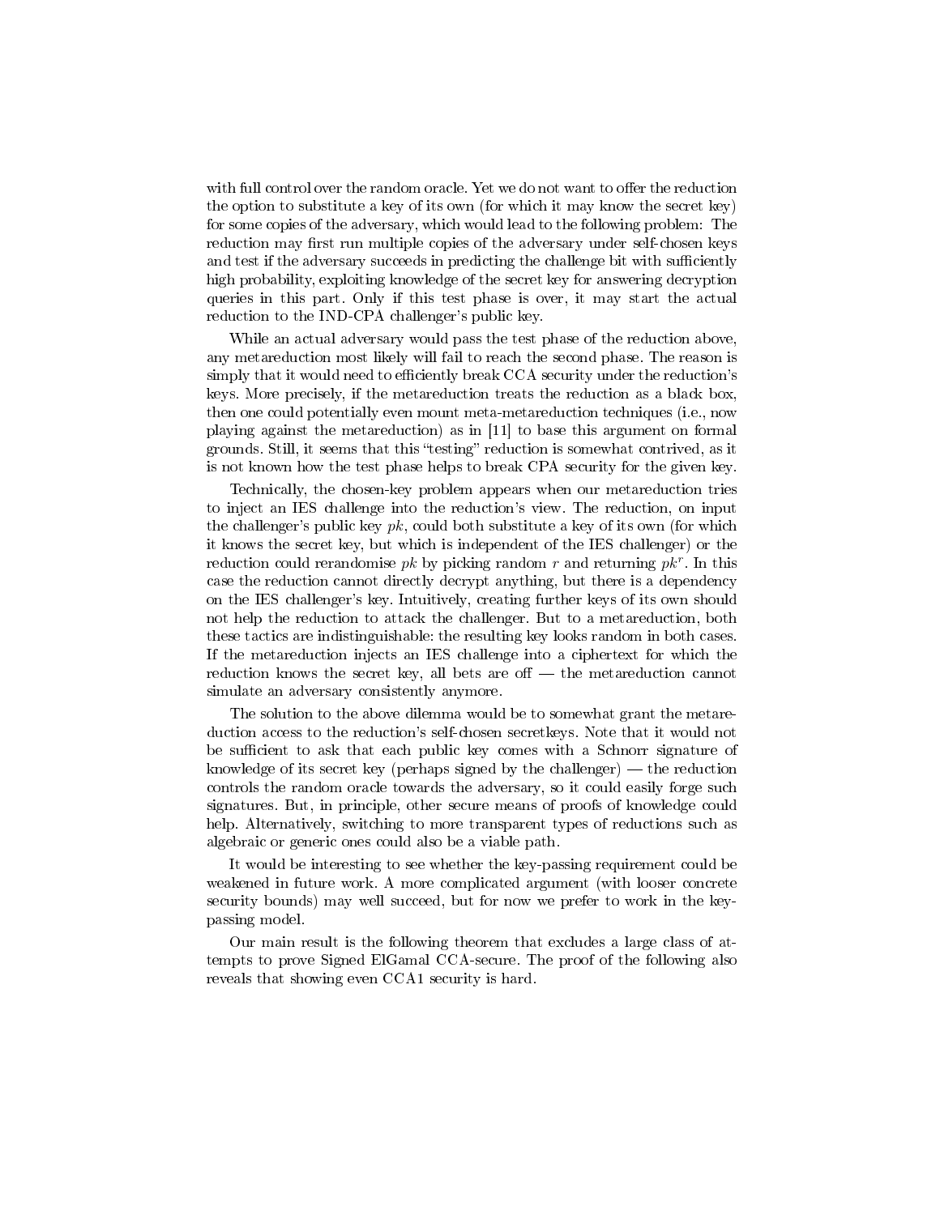with full control over the random oracle. Yet we do not want to offer the reduction the option to substitute a key of its own (for which it may know the secret key) for some copies of the adversary, which would lead to the following problem: The reduction may first run multiple copies of the adversary under self-chosen keys and test if the adversary succeeds in predicting the challenge bit with sufficiently high probability, exploiting knowledge of the secret key for answering decryption queries in this part. Only if this test phase is over, it may start the actual reduction to the IND-CPA challenger's public key.

While an actual adversary would pass the test phase of the reduction above, any metareduction most likely will fail to reach the second phase. The reason is simply that it would need to efficiently break CCA security under the reduction's keys. More precisely, if the metareduction treats the reduction as a black box, then one could potentially even mount meta-metareduction techniques (i.e., now playing against the metareduction) as in [11] to base this argument on formal grounds. Still, it seems that this "testing" reduction is somewhat contrived, as it is not known how the test phase helps to break CPA security for the given key.

Technically, the chosen-key problem appears when our metareduction tries to inject an IES challenge into the reduction's view. The reduction, on input the challenger's public key $pk$, could both substitute a key of its own (for which it knows the secret key, but which is independent of the IES challenger) or the reduction could rerandomise $pk$ by picking random $r$ and returning $pk^r$. In this case the reduction cannot directly decrypt anything, but there is a dependency on the IES challenger's key. Intuitively, creating further keys of its own should not help the reduction to attack the challenger. But to a metareduction, both these tactics are indistinguishable: the resulting key looks random in both cases. If the metareduction injects an IES challenge into a ciphertext for which the reduction knows the secret key, all bets are off — the metareduction cannot simulate an adversary consistently anymore.

The solution to the above dilemma would be to somewhat grant the metareduction access to the reduction's self-chosen secretkeys. Note that it would not be sufficient to ask that each public key comes with a Schnorr signature of knowledge of its secret key (perhaps signed by the challenger) — the reduction controls the random oracle towards the adversary, so it could easily forge such signatures. But, in principle, other secure means of proofs of knowledge could help. Alternatively, switching to more transparent types of reductions such as algebraic or generic ones could also be a viable path.

It would be interesting to see whether the key-passing requirement could be weakened in future work. A more complicated argument (with looser concrete security bounds) may well succeed, but for now we prefer to work in the key-passing model.

Our main result is the following theorem that excludes a large class of attempts to prove Signed ElGamal CCA-secure. The proof of the following also reveals that showing even CCA1 security is hard.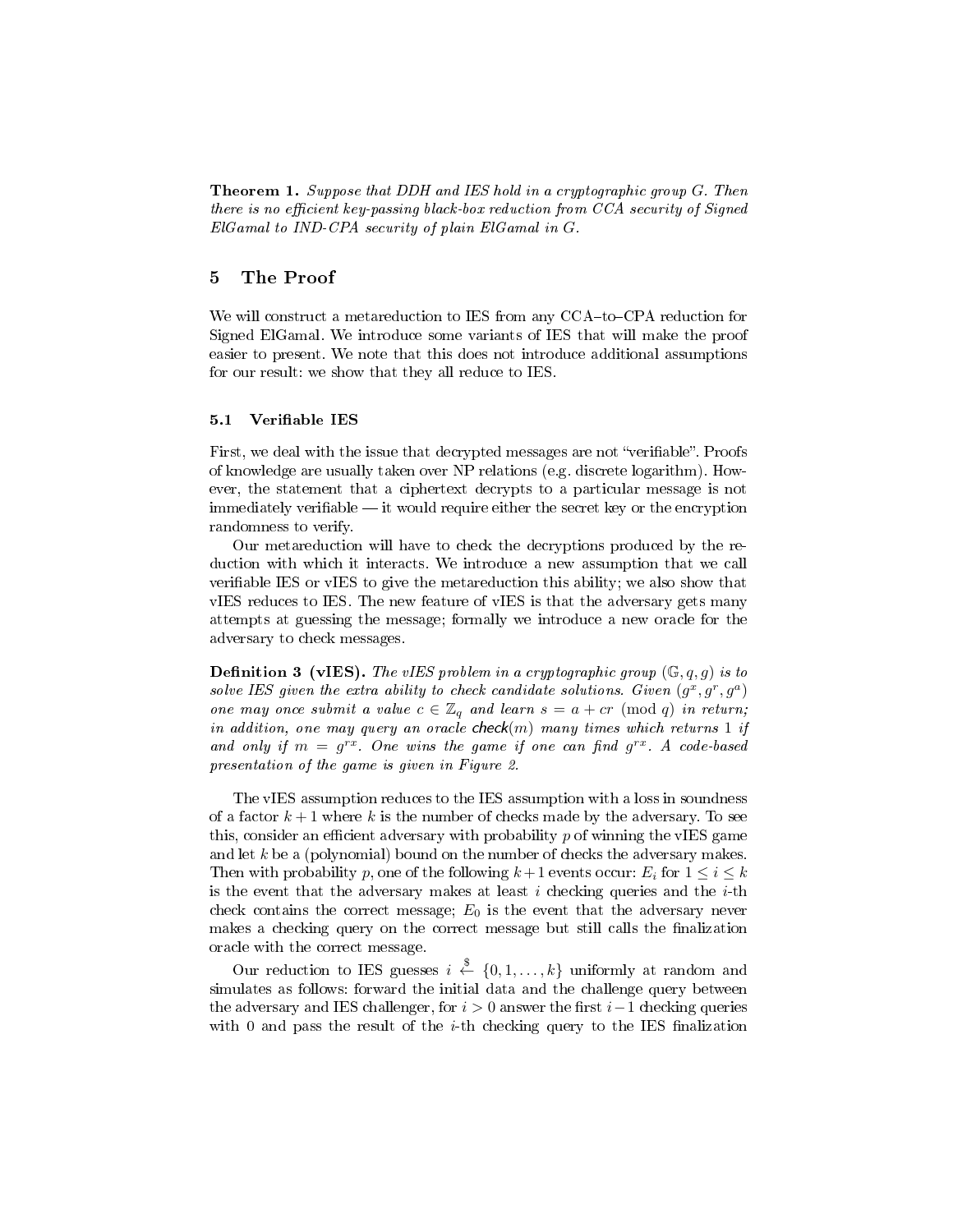**Theorem 1.** *Suppose that DDH and IES hold in a cryptographic group G. Then there is no efficient key-passing black-box reduction from CCA security of Signed ElGamal to IND-CPA security of plain ElGamal in G.*

## 5 The Proof

We will construct a metareduction to IES from any CCA–to–CPA reduction for Signed ElGamal. We introduce some variants of IES that will make the proof easier to present. We note that this does not introduce additional assumptions for our result: we show that they all reduce to IES.

### 5.1 Verifiable IES

First, we deal with the issue that decrypted messages are not "verifiable". Proofs of knowledge are usually taken over NP relations (e.g. discrete logarithm). However, the statement that a ciphertext decrypts to a particular message is not immediately verifiable — it would require either the secret key or the encryption randomness to verify.

Our metareduction will have to check the decryptions produced by the reduction with which it interacts. We introduce a new assumption that we call verifiable IES or vIES to give the metareduction this ability; we also show that vIES reduces to IES. The new feature of vIES is that the adversary gets many attempts at guessing the message; formally we introduce a new oracle for the adversary to check messages.

**Definition 3 (vIES).** *The vIES problem in a cryptographic group $(\mathbb{G}, q, g)$ is to solve IES given the extra ability to check candidate solutions. Given $(g^x, g^r, g^a)$ one may once submit a value $c \in \mathbb{Z}_q$ and learn $s = a + cr \pmod q$ in return; in addition, one may query an oracle $\mathsf{check}(m)$ many times which returns 1 if and only if $m = g^{rx}$. One wins the game if one can find $g^{rx}$. A code-based presentation of the game is given in Figure 2.*

The vIES assumption reduces to the IES assumption with a loss in soundness of a factor $k + 1$ where $k$ is the number of checks made by the adversary. To see this, consider an efficient adversary with probability $p$ of winning the vIES game and let $k$ be a (polynomial) bound on the number of checks the adversary makes. Then with probability $p$, one of the following $k + 1$ events occur: $E_i$ for $1 \leq i \leq k$ is the event that the adversary makes at least $i$ checking queries and the $i$-th check contains the correct message; $E_0$ is the event that the adversary never makes a checking query on the correct message but still calls the finalization oracle with the correct message.

Our reduction to IES guesses $i \xleftarrow{\$} \{0, 1, \ldots, k\}$ uniformly at random and simulates as follows: forward the initial data and the challenge query between the adversary and IES challenger, for $i > 0$ answer the first $i - 1$ checking queries with 0 and pass the result of the $i$-th checking query to the IES finalization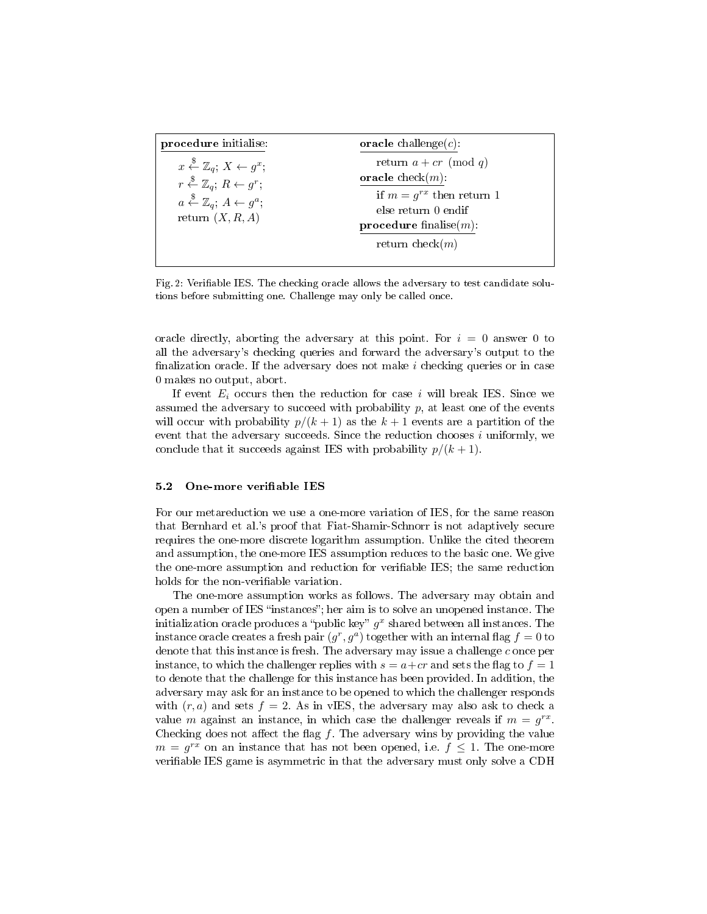**procedure** initialise:

$x \xleftarrow{\$} \mathbb{Z}_q$; $X \leftarrow g^x$;
$r \xleftarrow{\$} \mathbb{Z}_q$; $R \leftarrow g^r$;
$a \xleftarrow{\$} \mathbb{Z}_q$; $A \leftarrow g^a$;
return $(X, R, A)$

**oracle** challenge($c$):

return $a + cr \pmod q$

**oracle** check($m$):

if $m = g^{rx}$ then return 1
else return 0 endif

**procedure** finalise($m$):

return check($m$)

Fig. 2: Verifiable IES. The checking oracle allows the adversary to test candidate solutions before submitting one. Challenge may only be called once.

oracle directly, aborting the adversary at this point. For $i = 0$ answer 0 to all the adversary's checking queries and forward the adversary's output to the finalization oracle. If the adversary does not make $i$ checking queries or in case 0 makes no output, abort.

If event $E_i$ occurs then the reduction for case $i$ will break IES. Since we assumed the adversary to succeed with probability $p$, at least one of the events will occur with probability $p/(k+1)$ as the $k+1$ events are a partition of the event that the adversary succeeds. Since the reduction chooses $i$ uniformly, we conclude that it succeeds against IES with probability $p/(k+1)$.

### 5.2 One-more verifiable IES

For our metareduction we use a one-more variation of IES, for the same reason that Bernhard et al.'s proof that Fiat-Shamir-Schnorr is not adaptively secure requires the one-more discrete logarithm assumption. Unlike the cited theorem and assumption, the one-more IES assumption reduces to the basic one. We give the one-more assumption and reduction for verifiable IES; the same reduction holds for the non-verifiable variation.

The one-more assumption works as follows. The adversary may obtain and open a number of IES "instances"; her aim is to solve an unopened instance. The initialization oracle produces a "public key" $g^x$ shared between all instances. The instance oracle creates a fresh pair $(g^r, g^a)$ together with an internal flag $f = 0$ to denote that this instance is fresh. The adversary may issue a challenge $c$ once per instance, to which the challenger replies with $s = a + cr$ and sets the flag to $f = 1$ to denote that the challenge for this instance has been provided. In addition, the adversary may ask for an instance to be opened to which the challenger responds with $(r, a)$ and sets $f = 2$. As in vIES, the adversary may also ask to check a value $m$ against an instance, in which case the challenger reveals if $m = g^{rx}$. Checking does not affect the flag $f$. The adversary wins by providing the value $m = g^{rx}$ on an instance that has not been opened, i.e. $f \leq 1$. The one-more verifiable IES game is asymmetric in that the adversary must only solve a CDH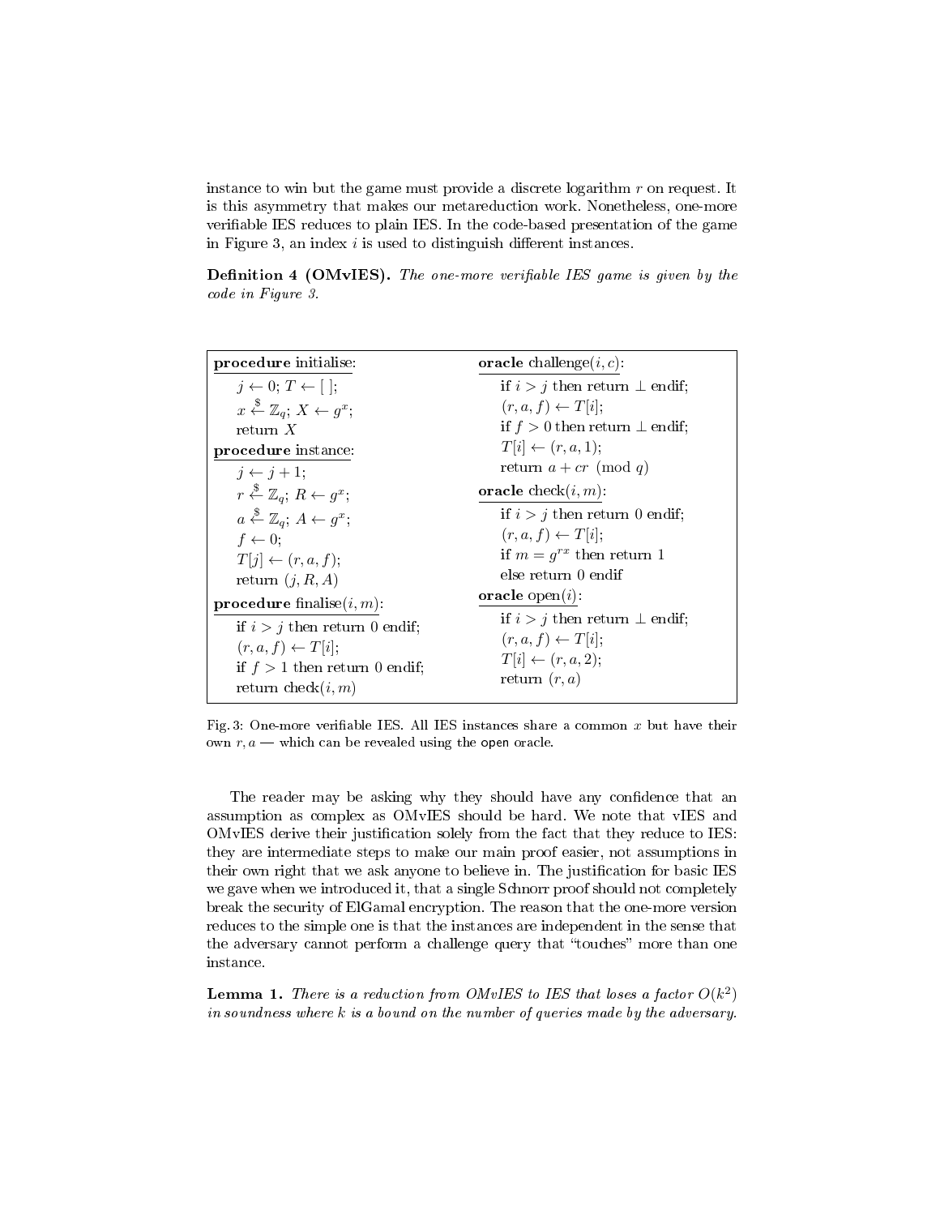instance to win but the game must provide a discrete logarithm $r$ on request. It is this asymmetry that makes our metareduction work. Nonetheless, one-more verifiable IES reduces to plain IES. In the code-based presentation of the game in Figure 3, an index $i$ is used to distinguish different instances.

**Definition 4 (OMvIES).** *The one-more verifiable IES game is given by the code in Figure 3.*

```
procedure initialise:
    j ← 0; T ← [ ];
    x ←$ Z_q; X ← g^x;
    return X
procedure instance:
    j ← j + 1;
    r ←$ Z_q; R ← g^x;
    a ←$ Z_q; A ← g^x;
    f ← 0;
    T[j] ← (r, a, f);
    return (j, R, A)
procedure finalise(i, m):
    if i > j then return 0 endif;
    (r, a, f) ← T[i];
    if f > 1 then return 0 endif;
    return check(i, m)

oracle challenge(i, c):
    if i > j then return ⊥ endif;
    (r, a, f) ← T[i];
    if f > 0 then return ⊥ endif;
    T[i] ← (r, a, 1);
    return a + cr (mod q)
oracle check(i, m):
    if i > j then return 0 endif;
    (r, a, f) ← T[i];
    if m = g^{rx} then return 1
    else return 0 endif
oracle open(i):
    if i > j then return ⊥ endif;
    (r, a, f) ← T[i];
    T[i] ← (r, a, 2);
    return (r, a)
```

Fig. 3: One-more verifiable IES. All IES instances share a common $x$ but have their own $r, a$ — which can be revealed using the open oracle.

The reader may be asking why they should have any confidence that an assumption as complex as OMvIES should be hard. We note that vIES and OMvIES derive their justification solely from the fact that they reduce to IES: they are intermediate steps to make our main proof easier, not assumptions in their own right that we ask anyone to believe in. The justification for basic IES we gave when we introduced it, that a single Schnorr proof should not completely break the security of ElGamal encryption. The reason that the one-more version reduces to the simple one is that the instances are independent in the sense that the adversary cannot perform a challenge query that "touches" more than one instance.

**Lemma 1.** *There is a reduction from OMvIES to IES that loses a factor $O(k^2)$ in soundness where $k$ is a bound on the number of queries made by the adversary.*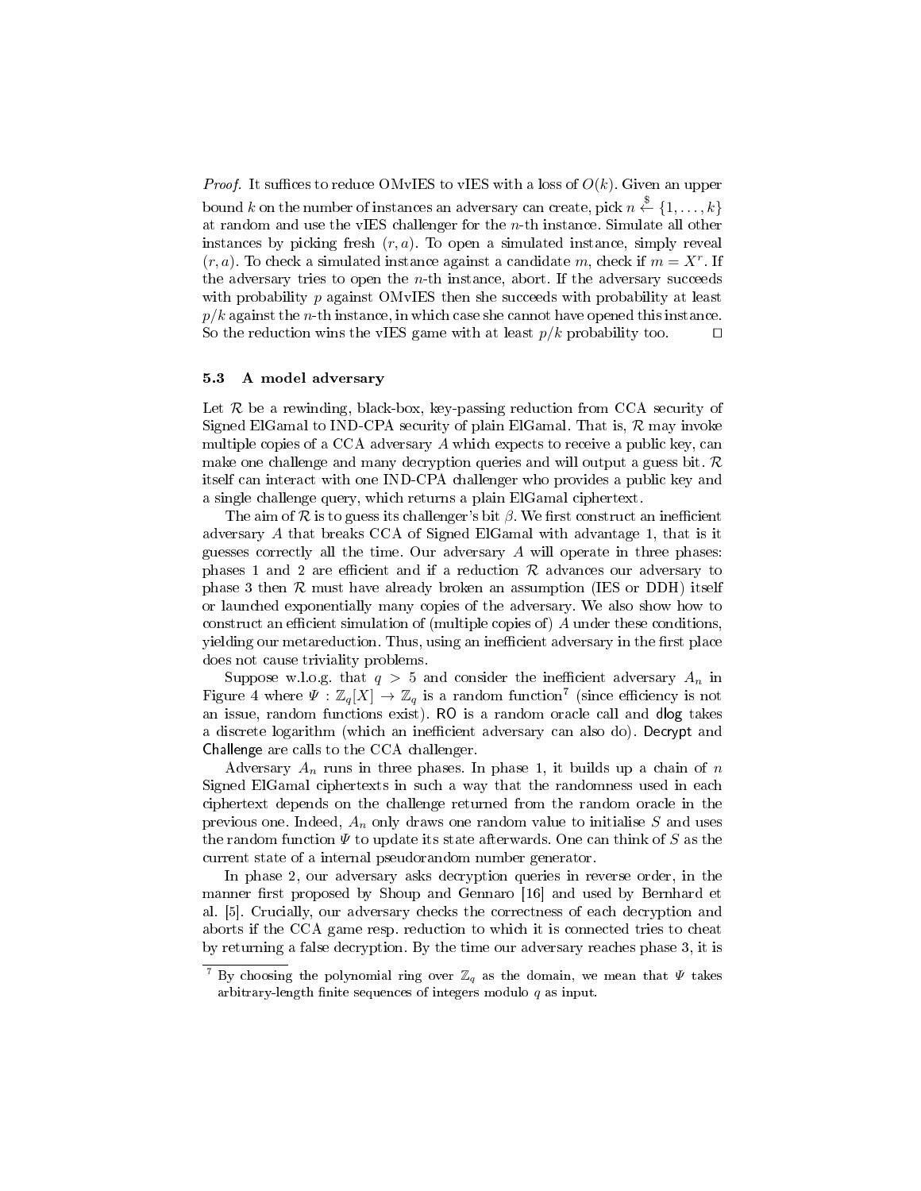*Proof.* It suffices to reduce OMvIES to vIES with a loss of $O(k)$. Given an upper bound $k$ on the number of instances an adversary can create, pick $n \xleftarrow{\$} \{1, \ldots, k\}$ at random and use the vIES challenger for the $n$-th instance. Simulate all other instances by picking fresh $(r, a)$. To open a simulated instance, simply reveal $(r, a)$. To check a simulated instance against a candidate $m$, check if $m = X^r$. If the adversary tries to open the $n$-th instance, abort. If the adversary succeeds with probability $p$ against OMvIES then she succeeds with probability at least $p/k$ against the $n$-th instance, in which case she cannot have opened this instance. So the reduction wins the vIES game with at least $p/k$ probability too. □

### 5.3 A model adversary

Let $\mathcal{R}$ be a rewinding, black-box, key-passing reduction from CCA security of Signed ElGamal to IND-CPA security of plain ElGamal. That is, $\mathcal{R}$ may invoke multiple copies of a CCA adversary $A$ which expects to receive a public key, can make one challenge and many decryption queries and will output a guess bit. $\mathcal{R}$ itself can interact with one IND-CPA challenger who provides a public key and a single challenge query, which returns a plain ElGamal ciphertext.

The aim of $\mathcal{R}$ is to guess its challenger's bit $\beta$. We first construct an inefficient adversary $A$ that breaks CCA of Signed ElGamal with advantage 1, that is it guesses correctly all the time. Our adversary $A$ will operate in three phases: phases 1 and 2 are efficient and if a reduction $\mathcal{R}$ advances our adversary to phase 3 then $\mathcal{R}$ must have already broken an assumption (IES or DDH) itself or launched exponentially many copies of the adversary. We also show how to construct an efficient simulation of (multiple copies of) $A$ under these conditions, yielding our metareduction. Thus, using an inefficient adversary in the first place does not cause triviality problems.

Suppose w.l.o.g. that $q > 5$ and consider the inefficient adversary $A_n$ in Figure 4 where $\Psi : \mathbb{Z}_q[X] \to \mathbb{Z}_q$ is a random function[7] (since efficiency is not an issue, random functions exist). $\mathsf{RO}$ is a random oracle call and $\mathsf{dlog}$ takes a discrete logarithm (which an inefficient adversary can also do). $\mathsf{Decrypt}$ and $\mathsf{Challenge}$ are calls to the CCA challenger.

Adversary $A_n$ runs in three phases. In phase 1, it builds up a chain of $n$ Signed ElGamal ciphertexts in such a way that the randomness used in each ciphertext depends on the challenge returned from the random oracle in the previous one. Indeed, $A_n$ only draws one random value to initialise $S$ and uses the random function $\Psi$ to update its state afterwards. One can think of $S$ as the current state of a internal pseudorandom number generator.

In phase 2, our adversary asks decryption queries in reverse order, in the manner first proposed by Shoup and Gennaro [16] and used by Bernhard et al. [5]. Crucially, our adversary checks the correctness of each decryption and aborts if the CCA game resp. reduction to which it is connected tries to cheat by returning a false decryption. By the time our adversary reaches phase 3, it is

[7] By choosing the polynomial ring over $\mathbb{Z}_q$ as the domain, we mean that $\Psi$ takes arbitrary-length finite sequences of integers modulo $q$ as input.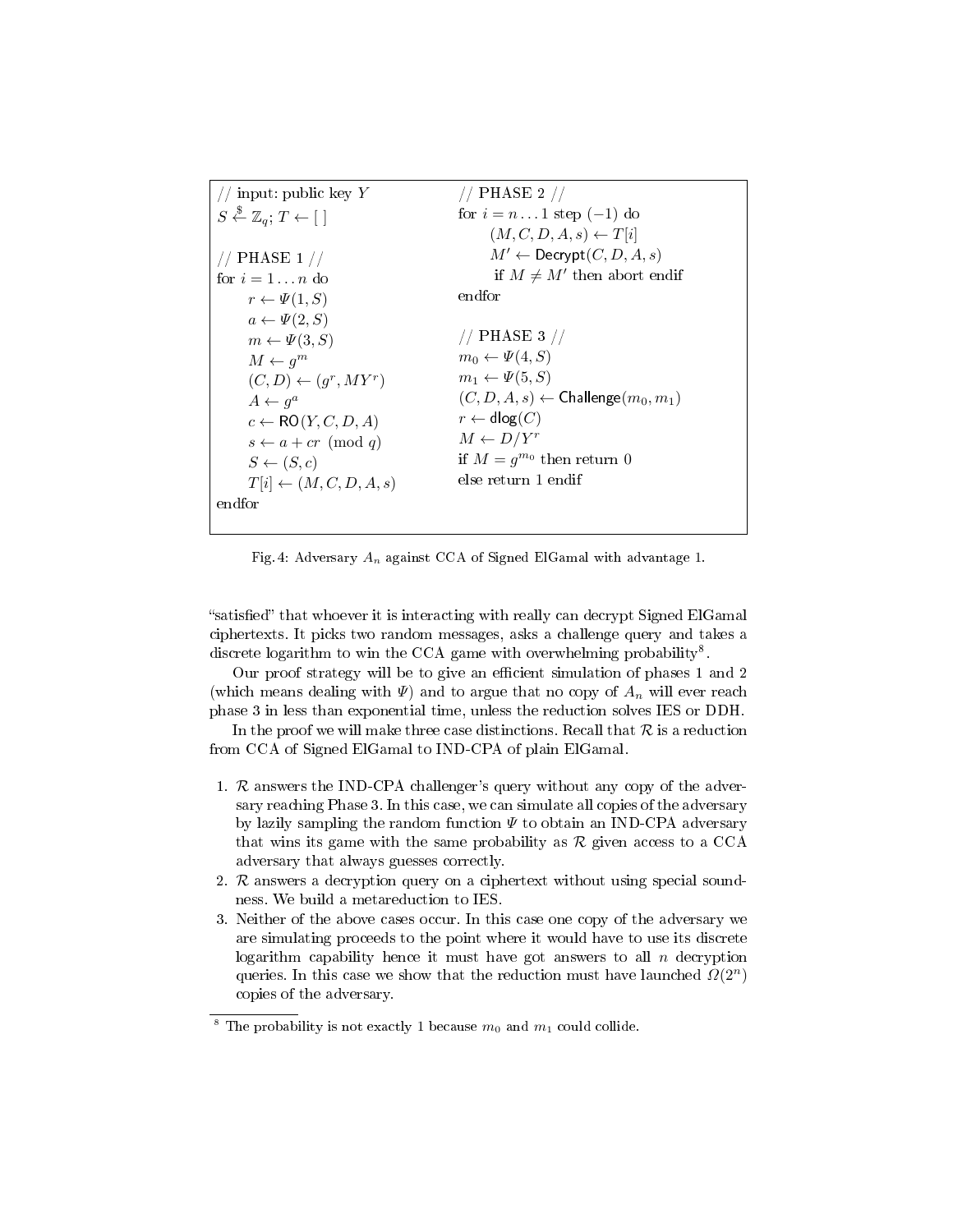```
// input: public key Y
S ←$ Z_q; T ← [ ]

// PHASE 1 //
for i = 1 ... n do
    r ← Ψ(1, S)
    a ← Ψ(2, S)
    m ← Ψ(3, S)
    M ← g^m
    (C, D) ← (g^r, MY^r)
    A ← g^a
    c ← RO(Y, C, D, A)
    s ← a + cr (mod q)
    S ← (S, c)
    T[i] ← (M, C, D, A, s)
endfor

// PHASE 2 //
for i = n ... 1 step (−1) do
    (M, C, D, A, s) ← T[i]
    M' ← Decrypt(C, D, A, s)
    if M ≠ M' then abort endif
endfor

// PHASE 3 //
m_0 ← Ψ(4, S)
m_1 ← Ψ(5, S)
(C, D, A, s) ← Challenge(m_0, m_1)
r ← dlog(C)
M ← D/Y^r
if M = g^{m_0} then return 0
else return 1 endif
```

Fig. 4: Adversary $A_n$ against CCA of Signed ElGamal with advantage 1.

"satisfied" that whoever it is interacting with really can decrypt Signed ElGamal ciphertexts. It picks two random messages, asks a challenge query and takes a discrete logarithm to win the CCA game with overwhelming probability[8].

Our proof strategy will be to give an efficient simulation of phases 1 and 2 (which means dealing with $\Psi$) and to argue that no copy of $A_n$ will ever reach phase 3 in less than exponential time, unless the reduction solves IES or DDH.

In the proof we will make three case distinctions. Recall that $\mathcal{R}$ is a reduction from CCA of Signed ElGamal to IND-CPA of plain ElGamal.

1. $\mathcal{R}$ answers the IND-CPA challenger's query without any copy of the adversary reaching Phase 3. In this case, we can simulate all copies of the adversary by lazily sampling the random function $\Psi$ to obtain an IND-CPA adversary that wins its game with the same probability as $\mathcal{R}$ given access to a CCA adversary that always guesses correctly.
2. $\mathcal{R}$ answers a decryption query on a ciphertext without using special soundness. We build a metareduction to IES.
3. Neither of the above cases occur. In this case one copy of the adversary we are simulating proceeds to the point where it would have to use its discrete logarithm capability hence it must have got answers to all $n$ decryption queries. In this case we show that the reduction must have launched $\Omega(2^n)$ copies of the adversary.

[8] The probability is not exactly 1 because $m_0$ and $m_1$ could collide.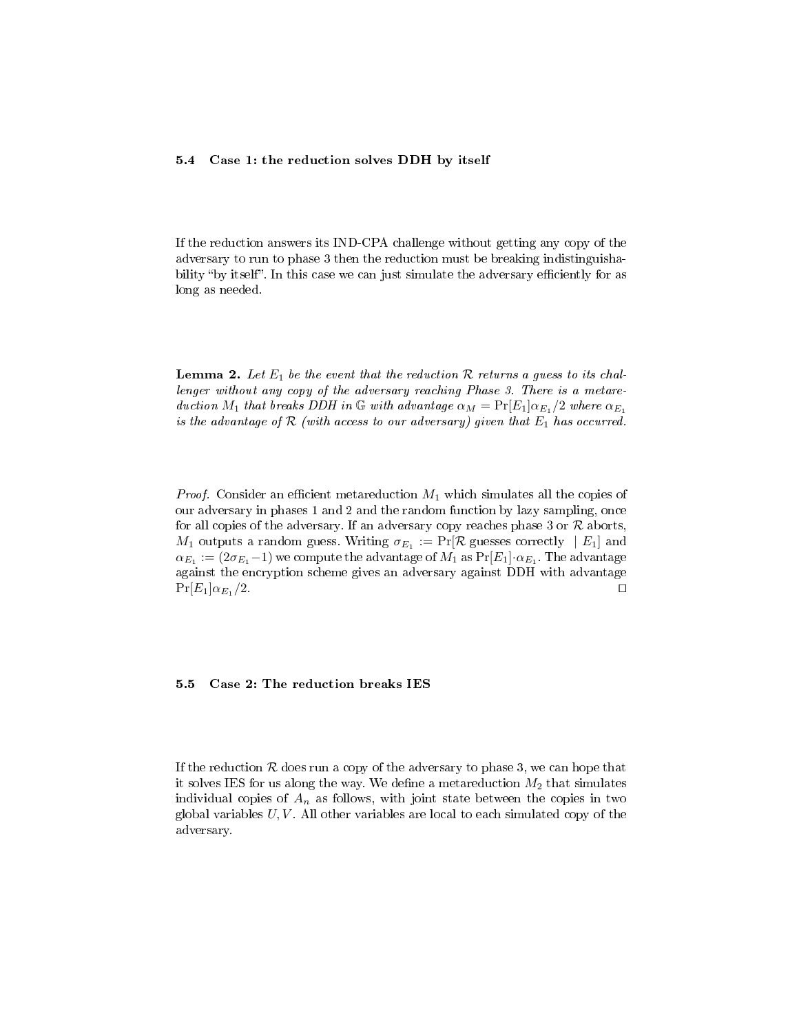### 5.4 Case 1: the reduction solves DDH by itself

If the reduction answers its IND-CPA challenge without getting any copy of the adversary to run to phase 3 then the reduction must be breaking indistinguishability "by itself". In this case we can just simulate the adversary efficiently for as long as needed.

**Lemma 2.** *Let $E_1$ be the event that the reduction $\mathcal{R}$ returns a guess to its challenger without any copy of the adversary reaching Phase 3. There is a metareduction $M_1$ that breaks DDH in $\mathbb{G}$ with advantage $\alpha_M = \Pr[E_1]\alpha_{E_1}/2$ where $\alpha_{E_1}$ is the advantage of $\mathcal{R}$ (with access to our adversary) given that $E_1$ has occurred.*

*Proof.* Consider an efficient metareduction $M_1$ which simulates all the copies of our adversary in phases 1 and 2 and the random function by lazy sampling, once for all copies of the adversary. If an adversary copy reaches phase 3 or $\mathcal{R}$ aborts, $M_1$ outputs a random guess. Writing $\sigma_{E_1} := \Pr[\mathcal{R} \text{ guesses correctly } \mid E_1]$ and $\alpha_{E_1} := (2\sigma_{E_1} - 1)$ we compute the advantage of $M_1$ as $\Pr[E_1] \cdot \alpha_{E_1}$. The advantage against the encryption scheme gives an adversary against DDH with advantage $\Pr[E_1]\alpha_{E_1}/2$. □

### 5.5 Case 2: The reduction breaks IES

If the reduction $\mathcal{R}$ does run a copy of the adversary to phase 3, we can hope that it solves IES for us along the way. We define a metareduction $M_2$ that simulates individual copies of $A_n$ as follows, with joint state between the copies in two global variables $U, V$. All other variables are local to each simulated copy of the adversary.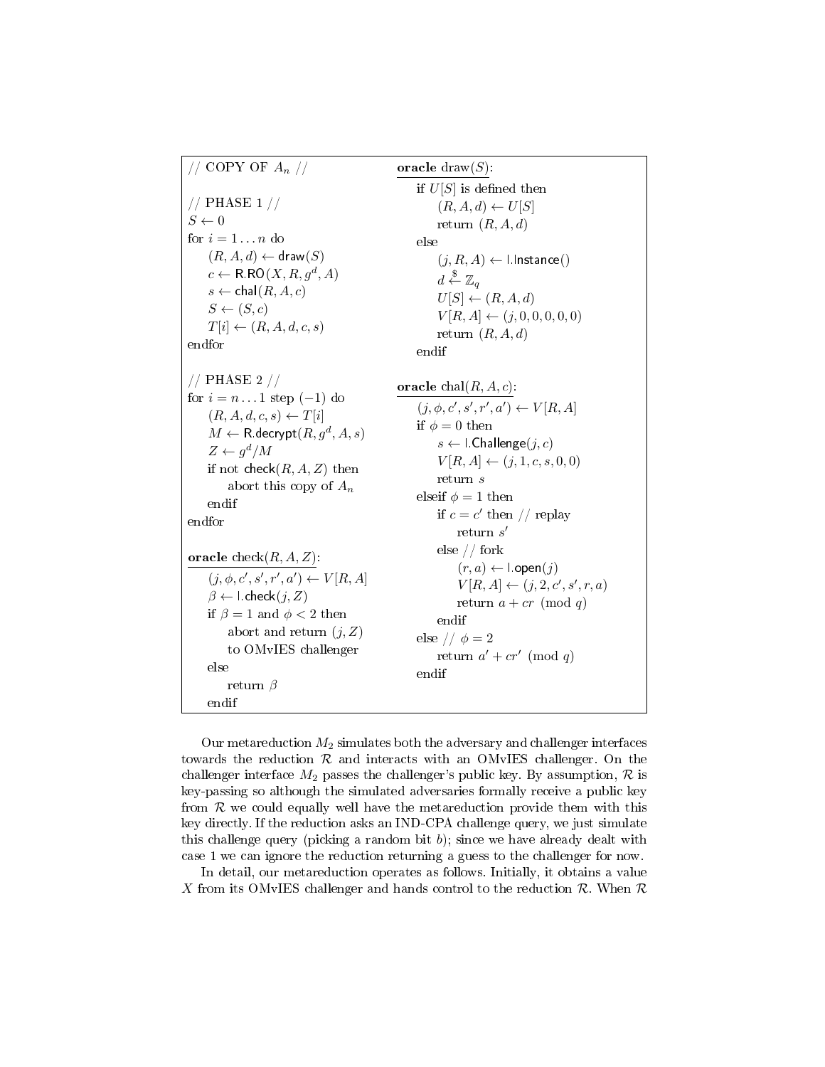```
// COPY OF A_n //

// PHASE 1 //
S ← 0
for i = 1...n do
    (R, A, d) ← draw(S)
    c ← R.RO(X, R, g^d, A)
    s ← chal(R, A, c)
    S ← (S, c)
    T[i] ← (R, A, d, c, s)
endfor

// PHASE 2 //
for i = n...1 step (−1) do
    (R, A, d, c, s) ← T[i]
    M ← R.decrypt(R, g^d, A, s)
    Z ← g^d/M
    if not check(R, A, Z) then
        abort this copy of A_n
    endif
endfor

oracle check(R, A, Z):
    (j, φ, c', s', r', a') ← V[R, A]
    β ← I.check(j, Z)
    if β = 1 and φ < 2 then
        abort and return (j, Z)
        to OMvIES challenger
    else
        return β
    endif

oracle draw(S):
    if U[S] is defined then
        (R, A, d) ← U[S]
        return (R, A, d)
    else
        (j, R, A) ← I.Instance()
        d ←$ Z_q
        U[S] ← (R, A, d)
        V[R, A] ← (j, 0, 0, 0, 0, 0)
        return (R, A, d)
    endif

oracle chal(R, A, c):
    (j, φ, c', s', r', a') ← V[R, A]
    if φ = 0 then
        s ← I.Challenge(j, c)
        V[R, A] ← (j, 1, c, s, 0, 0)
        return s
    elseif φ = 1 then
        if c = c' then // replay
            return s'
        else // fork
            (r, a) ← I.open(j)
            V[R, A] ← (j, 2, c', s', r, a)
            return a + cr (mod q)
        endif
    else // φ = 2
        return a' + cr' (mod q)
    endif
```

Our metareduction $M_2$ simulates both the adversary and challenger interfaces towards the reduction $\mathcal{R}$ and interacts with an OMvIES challenger. On the challenger interface $M_2$ passes the challenger's public key. By assumption, $\mathcal{R}$ is key-passing so although the simulated adversaries formally receive a public key from $\mathcal{R}$ we could equally well have the metareduction provide them with this key directly. If the reduction asks an IND-CPA challenge query, we just simulate this challenge query (picking a random bit $b$); since we have already dealt with case 1 we can ignore the reduction returning a guess to the challenger for now.

In detail, our metareduction operates as follows. Initially, it obtains a value $X$ from its OMvIES challenger and hands control to the reduction $\mathcal{R}$. When $\mathcal{R}$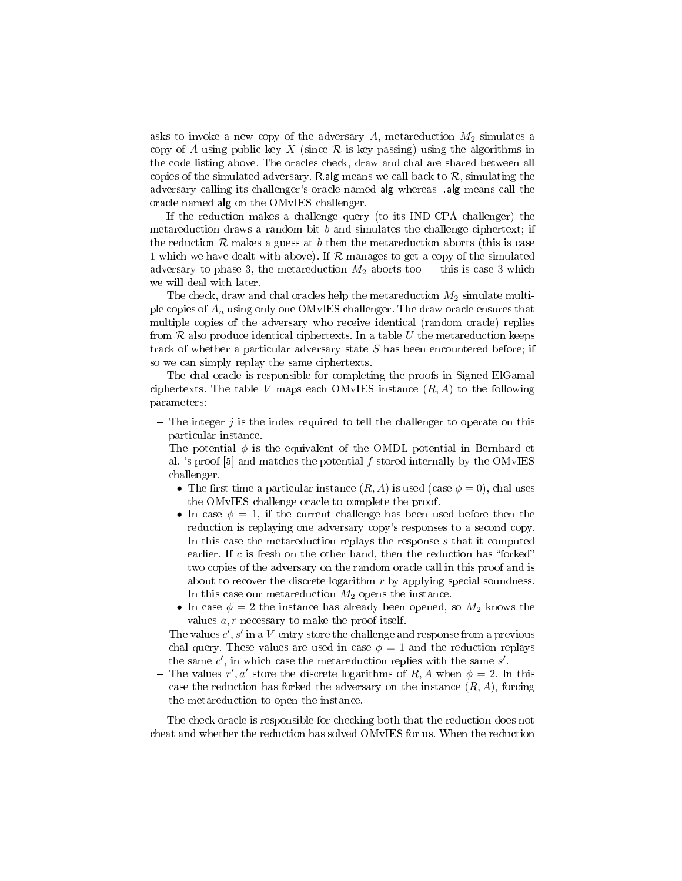asks to invoke a new copy of the adversary $A$, metareduction $M_2$ simulates a copy of $A$ using public key $X$ (since $\mathcal{R}$ is key-passing) using the algorithms in the code listing above. The oracles check, draw and chal are shared between all copies of the simulated adversary. R.alg means we call back to $\mathcal{R}$, simulating the adversary calling its challenger's oracle named alg whereas I.alg means call the oracle named alg on the OMvIES challenger.

If the reduction makes a challenge query (to its IND-CPA challenger) the metareduction draws a random bit $b$ and simulates the challenge ciphertext; if the reduction $\mathcal{R}$ makes a guess at $b$ then the metareduction aborts (this is case 1 which we have dealt with above). If $\mathcal{R}$ manages to get a copy of the simulated adversary to phase 3, the metareduction $M_2$ aborts too — this is case 3 which we will deal with later.

The check, draw and chal oracles help the metareduction $M_2$ simulate multiple copies of $A_n$ using only one OMvIES challenger. The draw oracle ensures that multiple copies of the adversary who receive identical (random oracle) replies from $\mathcal{R}$ also produce identical ciphertexts. In a table $U$ the metareduction keeps track of whether a particular adversary state $S$ has been encountered before; if so we can simply replay the same ciphertexts.

The chal oracle is responsible for completing the proofs in Signed ElGamal ciphertexts. The table $V$ maps each OMvIES instance $(R, A)$ to the following parameters:

- The integer $j$ is the index required to tell the challenger to operate on this particular instance.
- The potential $\phi$ is the equivalent of the OMDL potential in Bernhard et al. 's proof [5] and matches the potential $f$ stored internally by the OMvIES challenger.
  - The first time a particular instance $(R, A)$ is used (case $\phi = 0$), chal uses the OMvIES challenge oracle to complete the proof.
  - In case $\phi = 1$, if the current challenge has been used before then the reduction is replaying one adversary copy's responses to a second copy. In this case the metareduction replays the response $s$ that it computed earlier. If $c$ is fresh on the other hand, then the reduction has "forked" two copies of the adversary on the random oracle call in this proof and is about to recover the discrete logarithm $r$ by applying special soundness. In this case our metareduction $M_2$ opens the instance.
  - In case $\phi = 2$ the instance has already been opened, so $M_2$ knows the values $a, r$ necessary to make the proof itself.
- The values $c', s'$ in a $V$-entry store the challenge and response from a previous chal query. These values are used in case $\phi = 1$ and the reduction replays the same $c'$, in which case the metareduction replies with the same $s'$.
- The values $r', a'$ store the discrete logarithms of $R, A$ when $\phi = 2$. In this case the reduction has forked the adversary on the instance $(R, A)$, forcing the metareduction to open the instance.

The check oracle is responsible for checking both that the reduction does not cheat and whether the reduction has solved OMvIES for us. When the reduction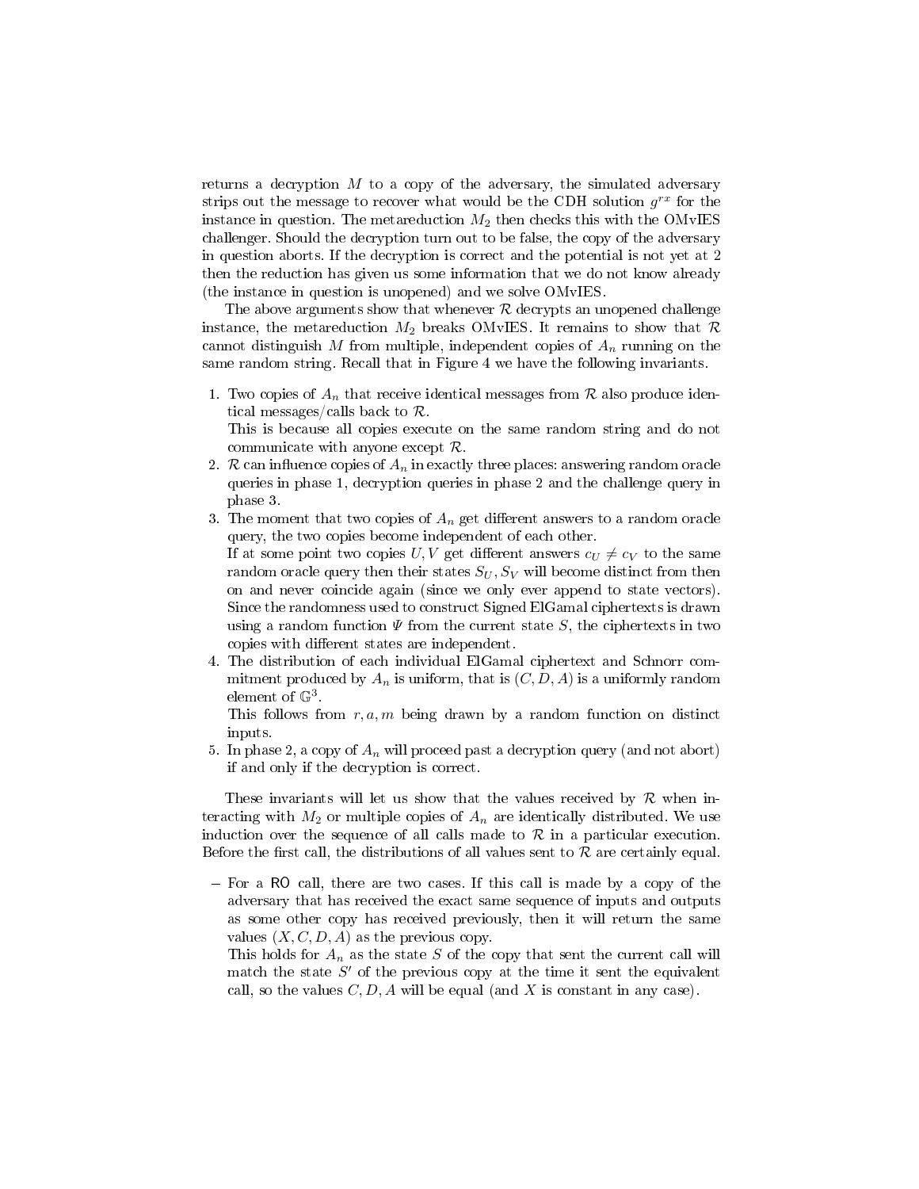returns a decryption $M$ to a copy of the adversary, the simulated adversary strips out the message to recover what would be the CDH solution $g^{rx}$ for the instance in question. The metareduction $M_2$ then checks this with the OMvIES challenger. Should the decryption turn out to be false, the copy of the adversary in question aborts. If the decryption is correct and the potential is not yet at 2 then the reduction has given us some information that we do not know already (the instance in question is unopened) and we solve OMvIES.

The above arguments show that whenever $\mathcal{R}$ decrypts an unopened challenge instance, the metareduction $M_2$ breaks OMvIES. It remains to show that $\mathcal{R}$ cannot distinguish $M$ from multiple, independent copies of $A_n$ running on the same random string. Recall that in Figure 4 we have the following invariants.

1. Two copies of $A_n$ that receive identical messages from $\mathcal{R}$ also produce identical messages/calls back to $\mathcal{R}$.
   This is because all copies execute on the same random string and do not communicate with anyone except $\mathcal{R}$.
2. $\mathcal{R}$ can influence copies of $A_n$ in exactly three places: answering random oracle queries in phase 1, decryption queries in phase 2 and the challenge query in phase 3.
3. The moment that two copies of $A_n$ get different answers to a random oracle query, the two copies become independent of each other.
   If at some point two copies $U, V$ get different answers $c_U \neq c_V$ to the same random oracle query then their states $S_U, S_V$ will become distinct from then on and never coincide again (since we only ever append to state vectors). Since the randomness used to construct Signed ElGamal ciphertexts is drawn using a random function $\Psi$ from the current state $S$, the ciphertexts in two copies with different states are independent.
4. The distribution of each individual ElGamal ciphertext and Schnorr commitment produced by $A_n$ is uniform, that is $(C, D, A)$ is a uniformly random element of $\mathbb{G}^3$.
   This follows from $r, a, m$ being drawn by a random function on distinct inputs.
5. In phase 2, a copy of $A_n$ will proceed past a decryption query (and not abort) if and only if the decryption is correct.

These invariants will let us show that the values received by $\mathcal{R}$ when interacting with $M_2$ or multiple copies of $A_n$ are identically distributed. We use induction over the sequence of all calls made to $\mathcal{R}$ in a particular execution. Before the first call, the distributions of all values sent to $\mathcal{R}$ are certainly equal.

- For a RO call, there are two cases. If this call is made by a copy of the adversary that has received the exact same sequence of inputs and outputs as some other copy has received previously, then it will return the same values $(X, C, D, A)$ as the previous copy.
  This holds for $A_n$ as the state $S$ of the copy that sent the current call will match the state $S'$ of the previous copy at the time it sent the equivalent call, so the values $C, D, A$ will be equal (and $X$ is constant in any case).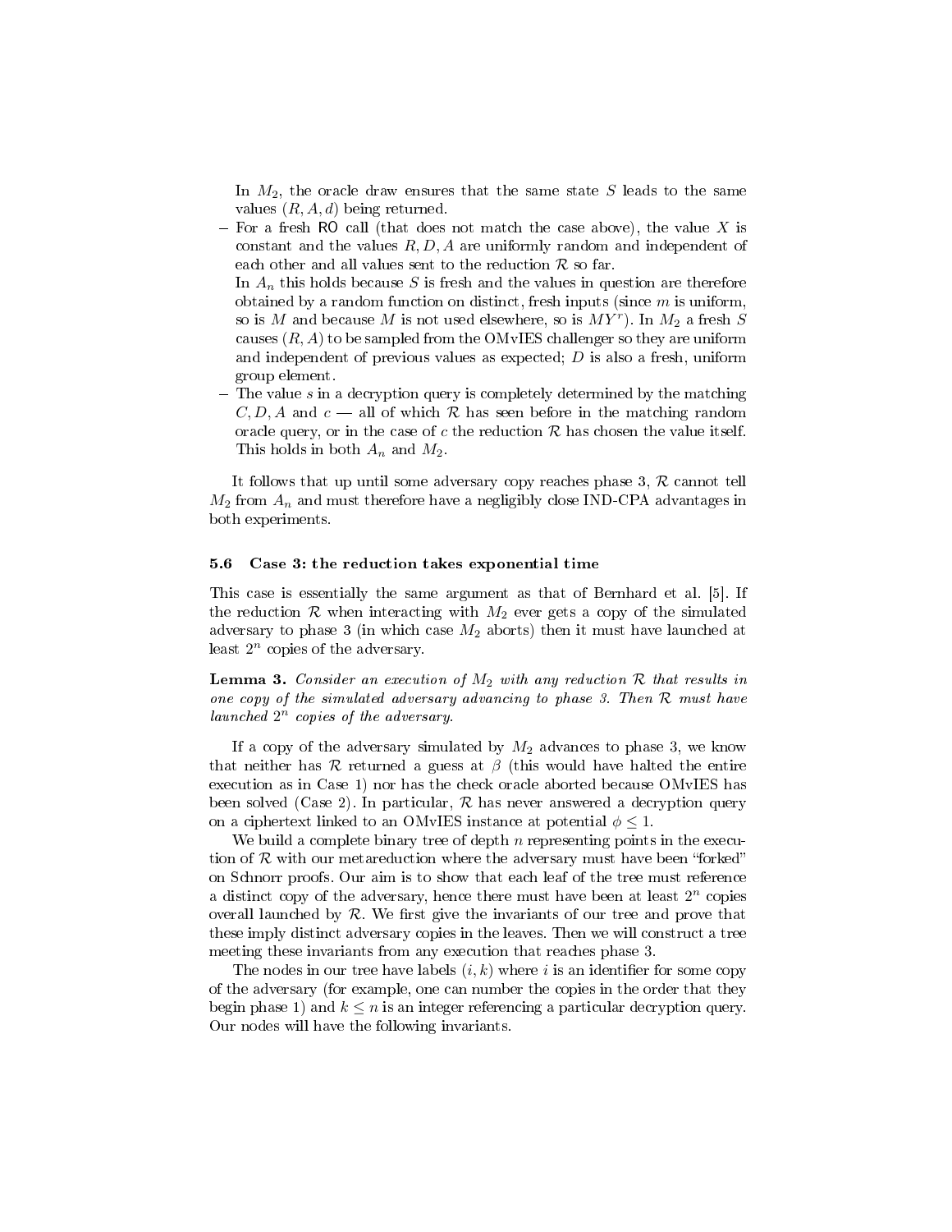In $M_2$, the oracle draw ensures that the same state $S$ leads to the same values $(R, A, d)$ being returned.

- For a fresh RO call (that does not match the case above), the value $X$ is constant and the values $R, D, A$ are uniformly random and independent of each other and all values sent to the reduction $\mathcal{R}$ so far.
  In $A_n$ this holds because $S$ is fresh and the values in question are therefore obtained by a random function on distinct, fresh inputs (since $m$ is uniform, so is $M$ and because $M$ is not used elsewhere, so is $MY^r$). In $M_2$ a fresh $S$ causes $(R, A)$ to be sampled from the OMvIES challenger so they are uniform and independent of previous values as expected; $D$ is also a fresh, uniform group element.
- The value $s$ in a decryption query is completely determined by the matching $C, D, A$ and $c$ — all of which $\mathcal{R}$ has seen before in the matching random oracle query, or in the case of $c$ the reduction $\mathcal{R}$ has chosen the value itself. This holds in both $A_n$ and $M_2$.

It follows that up until some adversary copy reaches phase 3, $\mathcal{R}$ cannot tell $M_2$ from $A_n$ and must therefore have a negligibly close IND-CPA advantages in both experiments.

### 5.6 Case 3: the reduction takes exponential time

This case is essentially the same argument as that of Bernhard et al. [5]. If the reduction $\mathcal{R}$ when interacting with $M_2$ ever gets a copy of the simulated adversary to phase 3 (in which case $M_2$ aborts) then it must have launched at least $2^n$ copies of the adversary.

**Lemma 3.** *Consider an execution of $M_2$ with any reduction $\mathcal{R}$ that results in one copy of the simulated adversary advancing to phase 3. Then $\mathcal{R}$ must have launched $2^n$ copies of the adversary.*

If a copy of the adversary simulated by $M_2$ advances to phase 3, we know that neither has $\mathcal{R}$ returned a guess at $\beta$ (this would have halted the entire execution as in Case 1) nor has the check oracle aborted because OMvIES has been solved (Case 2). In particular, $\mathcal{R}$ has never answered a decryption query on a ciphertext linked to an OMvIES instance at potential $\phi \leq 1$.

We build a complete binary tree of depth $n$ representing points in the execution of $\mathcal{R}$ with our metareduction where the adversary must have been "forked" on Schnorr proofs. Our aim is to show that each leaf of the tree must reference a distinct copy of the adversary, hence there must have been at least $2^n$ copies overall launched by $\mathcal{R}$. We first give the invariants of our tree and prove that these imply distinct adversary copies in the leaves. Then we will construct a tree meeting these invariants from any execution that reaches phase 3.

The nodes in our tree have labels $(i, k)$ where $i$ is an identifier for some copy of the adversary (for example, one can number the copies in the order that they begin phase 1) and $k \leq n$ is an integer referencing a particular decryption query. Our nodes will have the following invariants.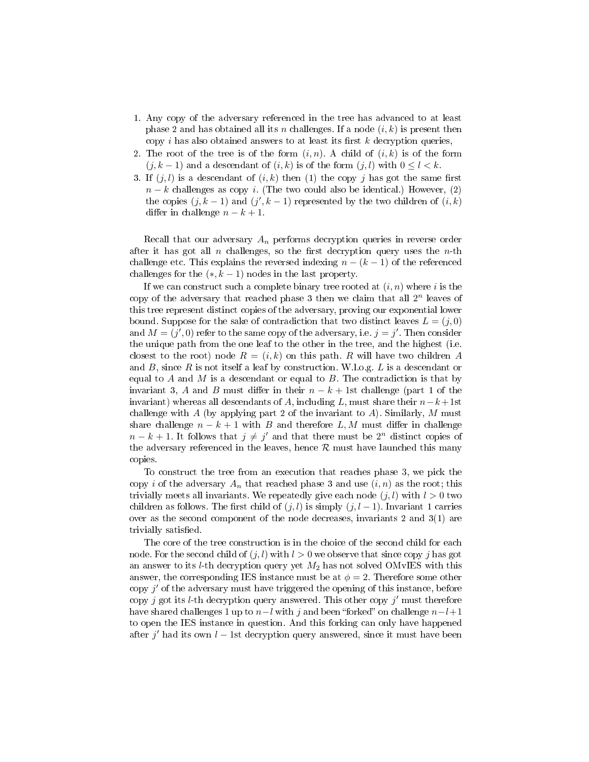1. Any copy of the adversary referenced in the tree has advanced to at least phase 2 and has obtained all its $n$ challenges. If a node $(i, k)$ is present then copy $i$ has also obtained answers to at least its first $k$ decryption queries,
2. The root of the tree is of the form $(i, n)$. A child of $(i, k)$ is of the form $(j, k-1)$ and a descendant of $(i, k)$ is of the form $(j, l)$ with $0 \leq l < k$.
3. If $(j, l)$ is a descendant of $(i, k)$ then (1) the copy $j$ has got the same first $n - k$ challenges as copy $i$. (The two could also be identical.) However, (2) the copies $(j, k-1)$ and $(j', k-1)$ represented by the two children of $(i, k)$ differ in challenge $n - k + 1$.

Recall that our adversary $A_n$ performs decryption queries in reverse order after it has got all $n$ challenges, so the first decryption query uses the $n$-th challenge etc. This explains the reversed indexing $n - (k - 1)$ of the referenced challenges for the $(*, k-1)$ nodes in the last property.

If we can construct such a complete binary tree rooted at $(i, n)$ where $i$ is the copy of the adversary that reached phase 3 then we claim that all $2^n$ leaves of this tree represent distinct copies of the adversary, proving our exponential lower bound. Suppose for the sake of contradiction that two distinct leaves $L = (j, 0)$ and $M = (j', 0)$ refer to the same copy of the adversary, i.e. $j = j'$. Then consider the unique path from the one leaf to the other in the tree, and the highest (i.e. closest to the root) node $R = (i, k)$ on this path. $R$ will have two children $A$ and $B$, since $R$ is not itself a leaf by construction. W.l.o.g. $L$ is a descendant or equal to $A$ and $M$ is a descendant or equal to $B$. The contradiction is that by invariant 3, $A$ and $B$ must differ in their $n - k + 1$st challenge (part 1 of the invariant) whereas all descendants of $A$, including $L$, must share their $n-k+1$st challenge with $A$ (by applying part 2 of the invariant to $A$). Similarly, $M$ must share challenge $n - k + 1$ with $B$ and therefore $L, M$ must differ in challenge $n - k + 1$. It follows that $j \neq j'$ and that there must be $2^n$ distinct copies of the adversary referenced in the leaves, hence $\mathcal{R}$ must have launched this many copies.

To construct the tree from an execution that reaches phase 3, we pick the copy $i$ of the adversary $A_n$ that reached phase 3 and use $(i, n)$ as the root; this trivially meets all invariants. We repeatedly give each node $(j, l)$ with $l > 0$ two children as follows. The first child of $(j, l)$ is simply $(j, l - 1)$. Invariant 1 carries over as the second component of the node decreases, invariants 2 and 3(1) are trivially satisfied.

The core of the tree construction is in the choice of the second child for each node. For the second child of $(j, l)$ with $l > 0$ we observe that since copy $j$ has got an answer to its $l$-th decryption query yet $M_2$ has not solved OMvIES with this answer, the corresponding IES instance must be at $\phi = 2$. Therefore some other copy $j'$ of the adversary must have triggered the opening of this instance, before copy $j$ got its $l$-th decryption query answered. This other copy $j'$ must therefore have shared challenges 1 up to $n-l$ with $j$ and been "forked" on challenge $n-l+1$ to open the IES instance in question. And this forking can only have happened after $j'$ had its own $l - 1$st decryption query answered, since it must have been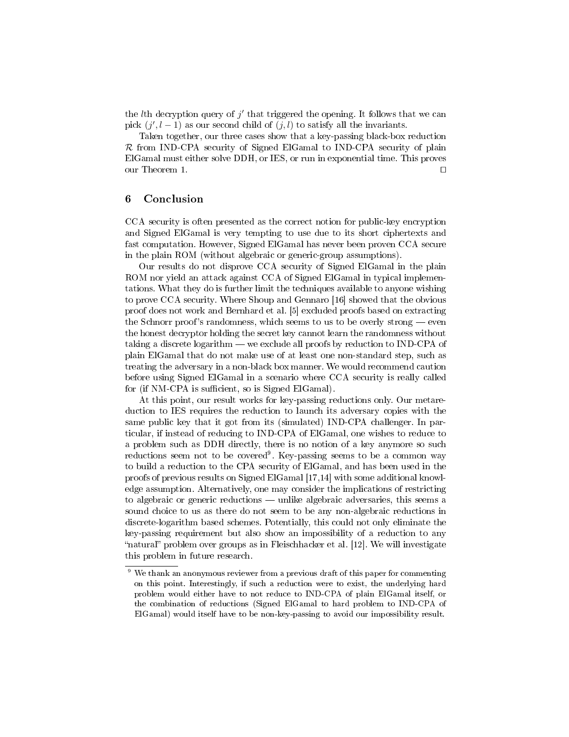the $l$th decryption query of $j'$ that triggered the opening. It follows that we can pick $(j', l-1)$ as our second child of $(j, l)$ to satisfy all the invariants.

Taken together, our three cases show that a key-passing black-box reduction $\mathcal{R}$ from IND-CPA security of Signed ElGamal to IND-CPA security of plain ElGamal must either solve DDH, or IES, or run in exponential time. This proves our Theorem 1. □

## 6 Conclusion

CCA security is often presented as the correct notion for public-key encryption and Signed ElGamal is very tempting to use due to its short ciphertexts and fast computation. However, Signed ElGamal has never been proven CCA secure in the plain ROM (without algebraic or generic-group assumptions).

Our results do not disprove CCA security of Signed ElGamal in the plain ROM nor yield an attack against CCA of Signed ElGamal in typical implementations. What they do is further limit the techniques available to anyone wishing to prove CCA security. Where Shoup and Gennaro [16] showed that the obvious proof does not work and Bernhard et al. [5] excluded proofs based on extracting the Schnorr proof's randomness, which seems to us to be overly strong — even the honest decryptor holding the secret key cannot learn the randomness without taking a discrete logarithm — we exclude all proofs by reduction to IND-CPA of plain ElGamal that do not make use of at least one non-standard step, such as treating the adversary in a non-black box manner. We would recommend caution before using Signed ElGamal in a scenario where CCA security is really called for (if NM-CPA is sufficient, so is Signed ElGamal).

At this point, our result works for key-passing reductions only. Our metareduction to IES requires the reduction to launch its adversary copies with the same public key that it got from its (simulated) IND-CPA challenger. In particular, if instead of reducing to IND-CPA of ElGamal, one wishes to reduce to a problem such as DDH directly, there is no notion of a key anymore so such reductions seem not to be covered[9]. Key-passing seems to be a common way to build a reduction to the CPA security of ElGamal, and has been used in the proofs of previous results on Signed ElGamal [17,14] with some additional knowledge assumption. Alternatively, one may consider the implications of restricting to algebraic or generic reductions — unlike algebraic adversaries, this seems a sound choice to us as there do not seem to be any non-algebraic reductions in discrete-logarithm based schemes. Potentially, this could not only eliminate the key-passing requirement but also show an impossibility of a reduction to any "natural" problem over groups as in Fleischhacker et al. [12]. We will investigate this problem in future research.

[9] We thank an anonymous reviewer from a previous draft of this paper for commenting on this point. Interestingly, if such a reduction were to exist, the underlying hard problem would either have to not reduce to IND-CPA of plain ElGamal itself, or the combination of reductions (Signed ElGamal to hard problem to IND-CPA of ElGamal) would itself have to be non-key-passing to avoid our impossibility result.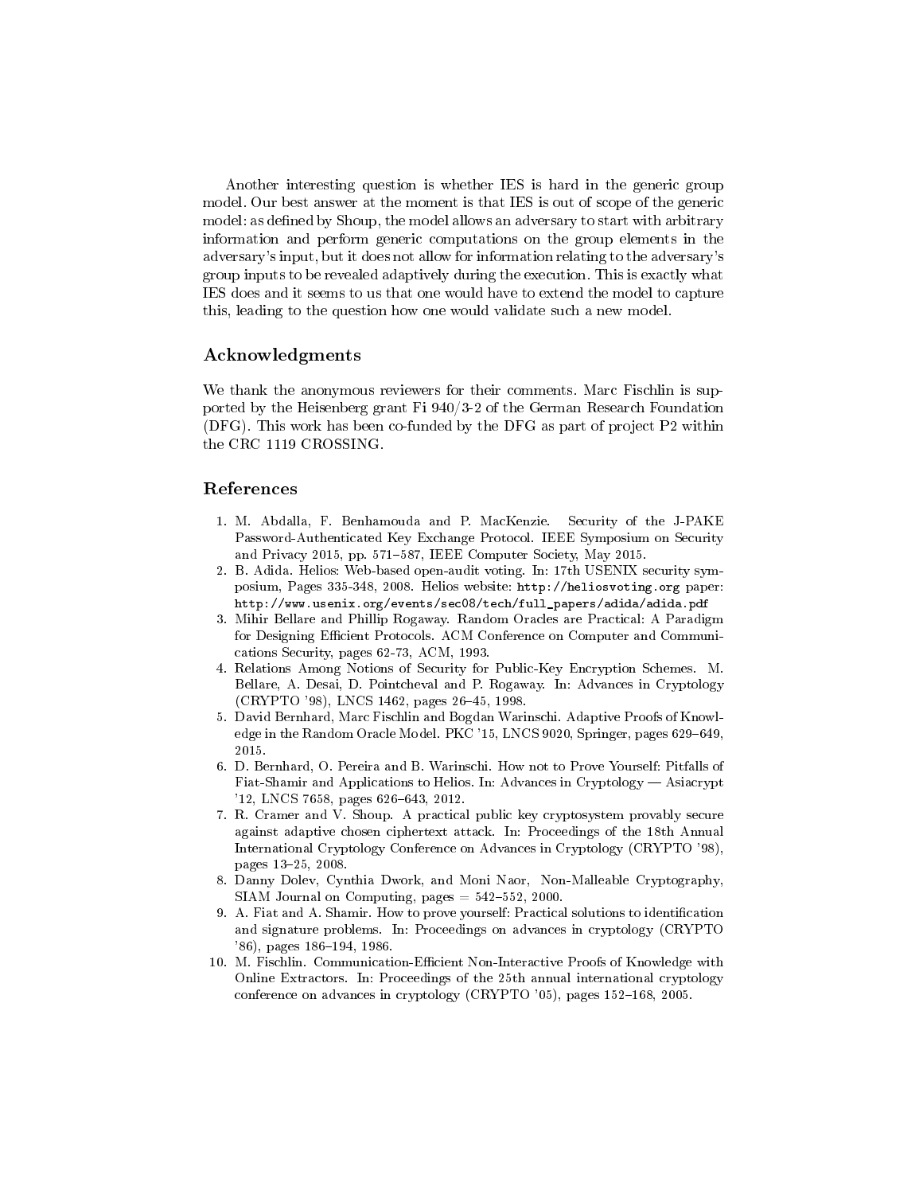Another interesting question is whether IES is hard in the generic group model. Our best answer at the moment is that IES is out of scope of the generic model: as defined by Shoup, the model allows an adversary to start with arbitrary information and perform generic computations on the group elements in the adversary's input, but it does not allow for information relating to the adversary's group inputs to be revealed adaptively during the execution. This is exactly what IES does and it seems to us that one would have to extend the model to capture this, leading to the question how one would validate such a new model.

## Acknowledgments

We thank the anonymous reviewers for their comments. Marc Fischlin is supported by the Heisenberg grant Fi 940/3-2 of the German Research Foundation (DFG). This work has been co-funded by the DFG as part of project P2 within the CRC 1119 CROSSING.

## References

1. M. Abdalla, F. Benhamouda and P. MacKenzie. Security of the J-PAKE Password-Authenticated Key Exchange Protocol. IEEE Symposium on Security and Privacy 2015, pp. 571–587, IEEE Computer Society, May 2015.
2. B. Adida. Helios: Web-based open-audit voting. In: 17th USENIX security symposium, Pages 335-348, 2008. Helios website: `http://heliosvoting.org` paper: `http://www.usenix.org/events/sec08/tech/full_papers/adida/adida.pdf`
3. Mihir Bellare and Phillip Rogaway. Random Oracles are Practical: A Paradigm for Designing Efficient Protocols. ACM Conference on Computer and Communications Security, pages 62-73, ACM, 1993.
4. Relations Among Notions of Security for Public-Key Encryption Schemes. M. Bellare, A. Desai, D. Pointcheval and P. Rogaway. In: Advances in Cryptology (CRYPTO '98), LNCS 1462, pages 26–45, 1998.
5. David Bernhard, Marc Fischlin and Bogdan Warinschi. Adaptive Proofs of Knowledge in the Random Oracle Model. PKC '15, LNCS 9020, Springer, pages 629–649, 2015.
6. D. Bernhard, O. Pereira and B. Warinschi. How not to Prove Yourself: Pitfalls of Fiat-Shamir and Applications to Helios. In: Advances in Cryptology — Asiacrypt '12, LNCS 7658, pages 626–643, 2012.
7. R. Cramer and V. Shoup. A practical public key cryptosystem provably secure against adaptive chosen ciphertext attack. In: Proceedings of the 18th Annual International Cryptology Conference on Advances in Cryptology (CRYPTO '98), pages 13–25, 2008.
8. Danny Dolev, Cynthia Dwork, and Moni Naor, Non-Malleable Cryptography, SIAM Journal on Computing, pages = 542–552, 2000.
9. A. Fiat and A. Shamir. How to prove yourself: Practical solutions to identification and signature problems. In: Proceedings on advances in cryptology (CRYPTO '86), pages 186–194, 1986.
10. M. Fischlin. Communication-Efficient Non-Interactive Proofs of Knowledge with Online Extractors. In: Proceedings of the 25th annual international cryptology conference on advances in cryptology (CRYPTO '05), pages 152–168, 2005.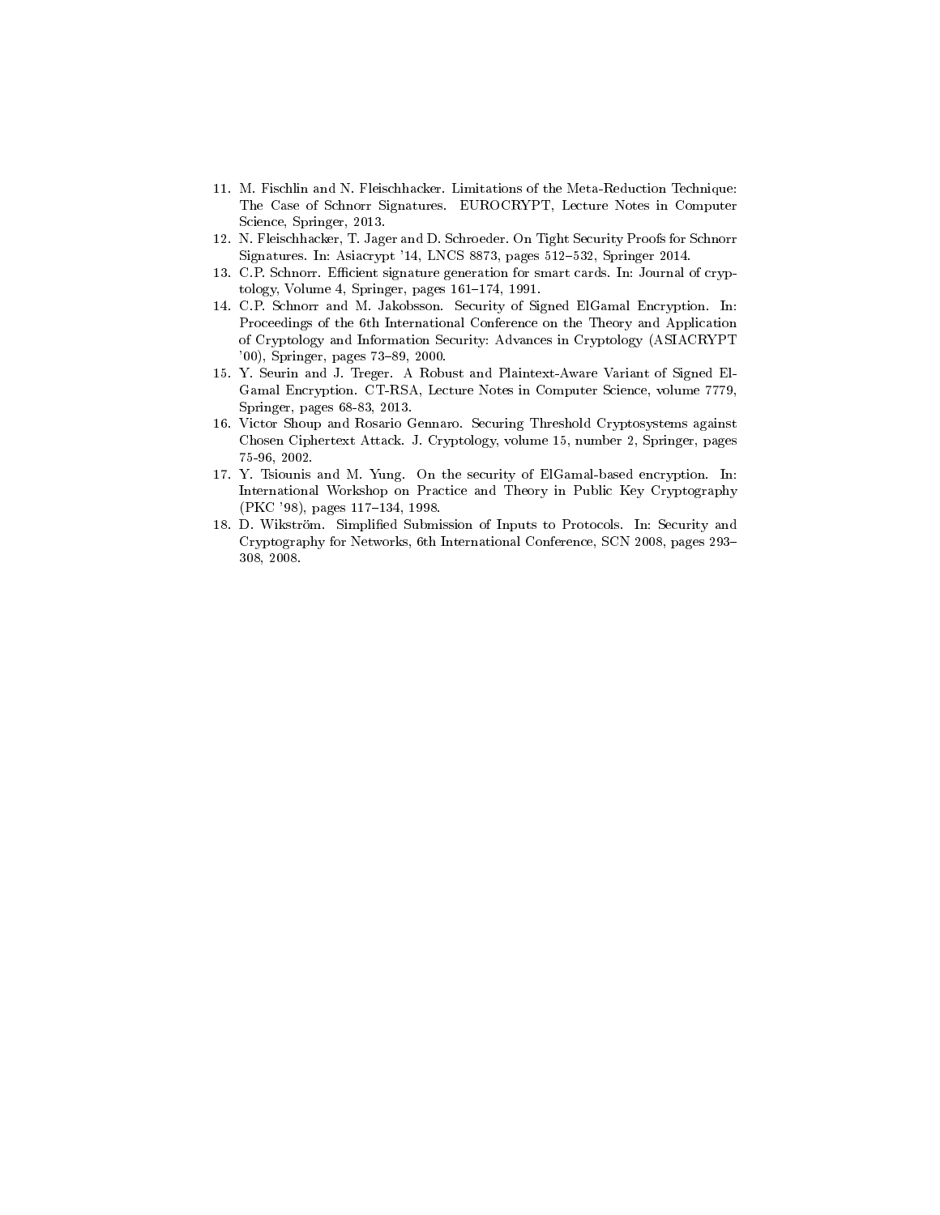11. M. Fischlin and N. Fleischhacker. Limitations of the Meta-Reduction Technique: The Case of Schnorr Signatures. EUROCRYPT, Lecture Notes in Computer Science, Springer, 2013.
12. N. Fleischhacker, T. Jager and D. Schroeder. On Tight Security Proofs for Schnorr Signatures. In: Asiacrypt '14, LNCS 8873, pages 512–532, Springer 2014.
13. C.P. Schnorr. Efficient signature generation for smart cards. In: Journal of cryptology, Volume 4, Springer, pages 161–174, 1991.
14. C.P. Schnorr and M. Jakobsson. Security of Signed ElGamal Encryption. In: Proceedings of the 6th International Conference on the Theory and Application of Cryptology and Information Security: Advances in Cryptology (ASIACRYPT '00), Springer, pages 73–89, 2000.
15. Y. Seurin and J. Treger. A Robust and Plaintext-Aware Variant of Signed ElGamal Encryption. CT-RSA, Lecture Notes in Computer Science, volume 7779, Springer, pages 68-83, 2013.
16. Victor Shoup and Rosario Gennaro. Securing Threshold Cryptosystems against Chosen Ciphertext Attack. J. Cryptology, volume 15, number 2, Springer, pages 75-96, 2002.
17. Y. Tsiounis and M. Yung. On the security of ElGamal-based encryption. In: International Workshop on Practice and Theory in Public Key Cryptography (PKC '98), pages 117–134, 1998.
18. D. Wikström. Simplified Submission of Inputs to Protocols. In: Security and Cryptography for Networks, 6th International Conference, SCN 2008, pages 293–308, 2008.